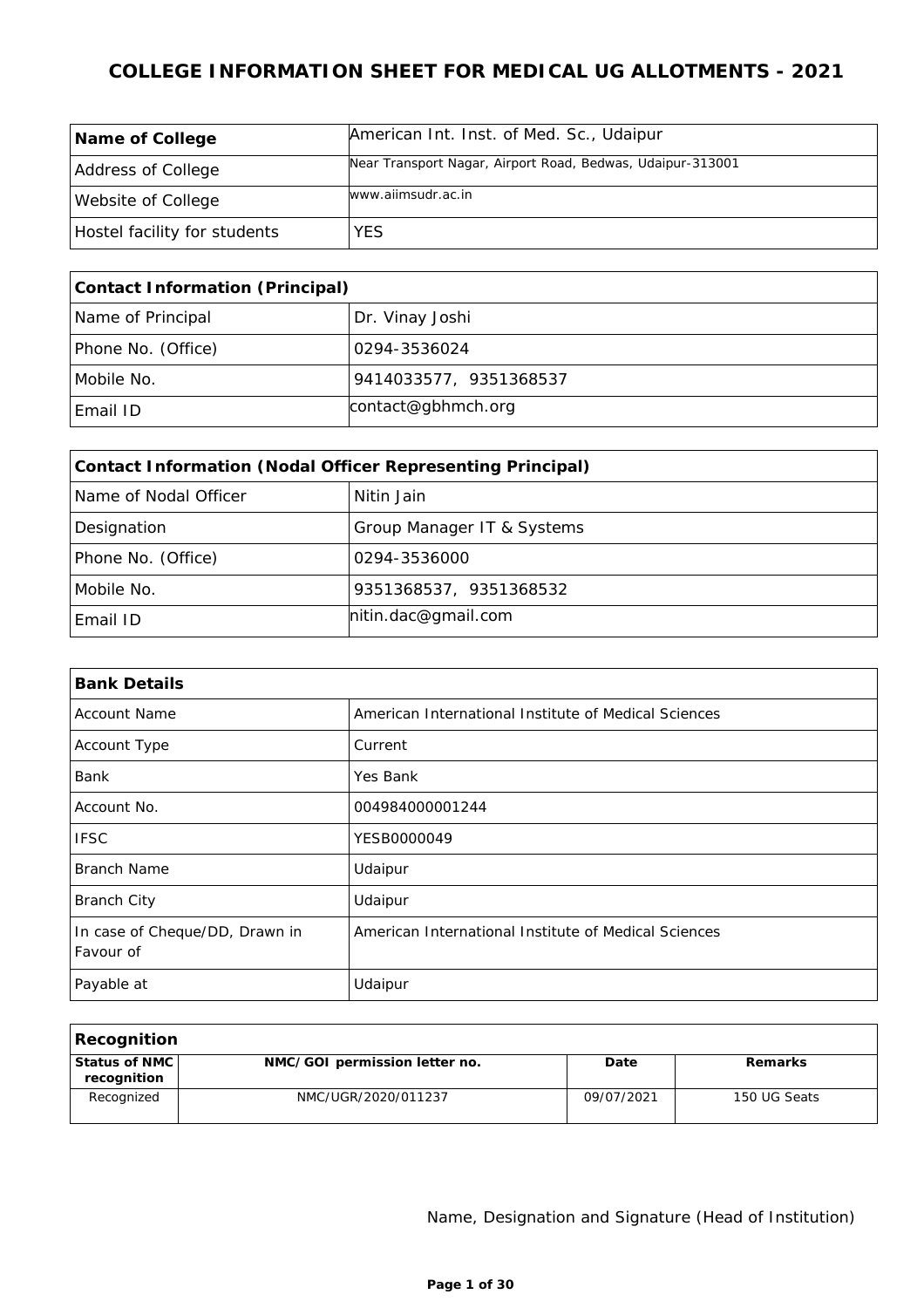# COLLEGE INFORMATION SHEET FOR MEDICAL UG ALLOTMENTS - 2021

| **Name of College** | American Int. Inst. of Med. Sc., Udaipur |
|---|---|
| Address of College | Near Transport Nagar, Airport Road, Bedwas, Udaipur-313001 |
| Website of College | www.aiimsudr.ac.in |
| Hostel facility for students | YES |

| **Contact Information (Principal)** | |
|---|---|
| Name of Principal | Dr. Vinay Joshi |
| Phone No. (Office) | 0294-3536024 |
| Mobile No. | 9414033577, 9351368537 |
| Email ID | contact@gbhmch.org |

| **Contact Information (Nodal Officer Representing Principal)** | |
|---|---|
| Name of Nodal Officer | Nitin Jain |
| Designation | Group Manager IT & Systems |
| Phone No. (Office) | 0294-3536000 |
| Mobile No. | 9351368537, 9351368532 |
| Email ID | nitin.dac@gmail.com |

| **Bank Details** | |
|---|---|
| Account Name | American International Institute of Medical Sciences |
| Account Type | Current |
| Bank | Yes Bank |
| Account No. | 004984000001244 |
| IFSC | YESB0000049 |
| Branch Name | Udaipur |
| Branch City | Udaipur |
| In case of Cheque/DD, Drawn in Favour of | American International Institute of Medical Sciences |
| Payable at | Udaipur |

| **Recognition** | | | |
|---|---|---|---|
| **Status of NMC recognition** | **NMC/GOI permission letter no.** | **Date** | **Remarks** |
| Recognized | NMC/UGR/2020/011237 | 09/07/2021 | 150 UG Seats |

Name, Designation and Signature (Head of Institution)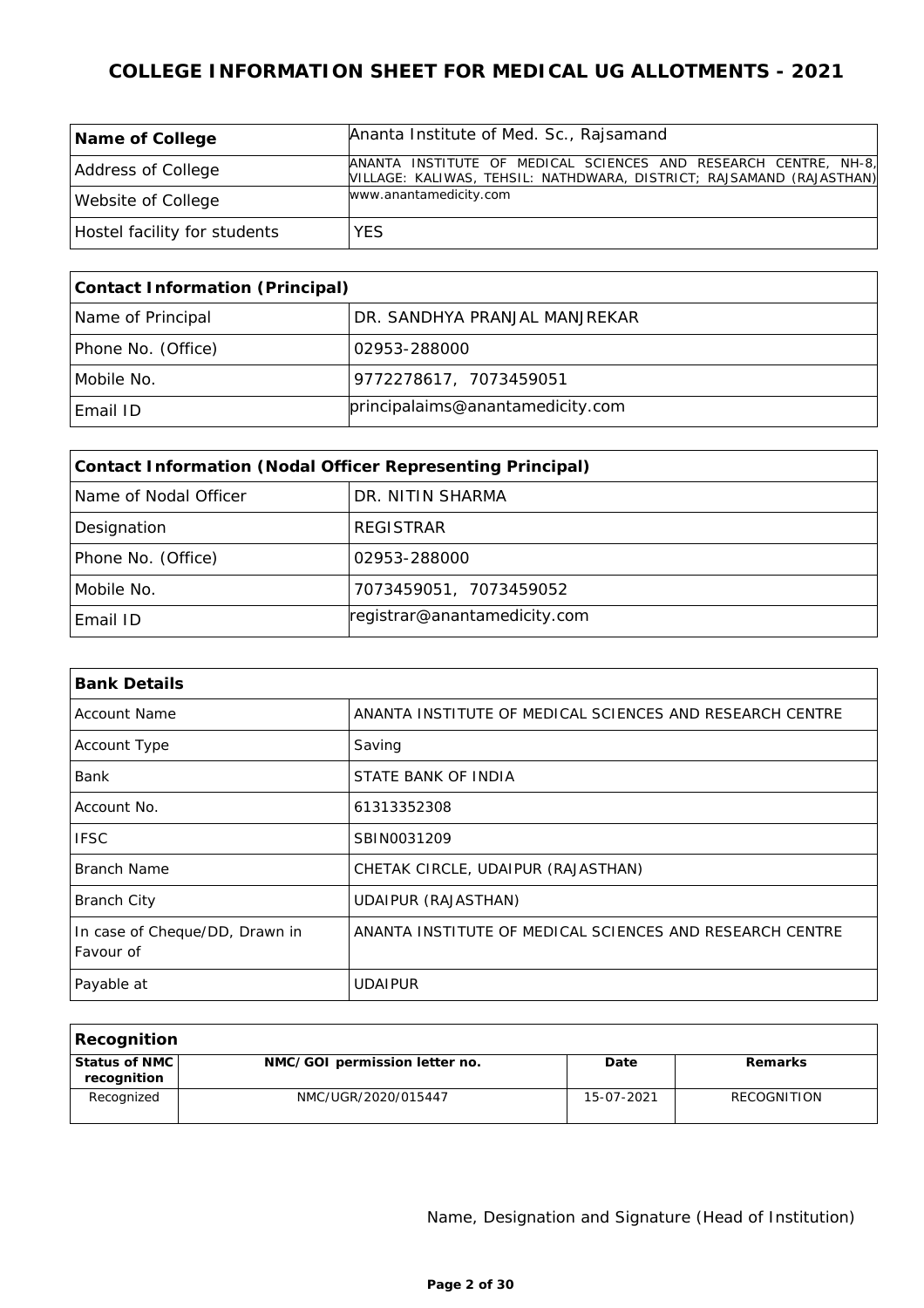# COLLEGE INFORMATION SHEET FOR MEDICAL UG ALLOTMENTS - 2021

| **Name of College** | Ananta Institute of Med. Sc., Rajsamand |
|---|---|
| Address of College | ANANTA INSTITUTE OF MEDICAL SCIENCES AND RESEARCH CENTRE, NH-8, VILLAGE: KALIWAS, TEHSIL: NATHDWARA, DISTRICT; RAJSAMAND (RAJASTHAN) |
| Website of College | www.anantamedicity.com |
| Hostel facility for students | YES |

| **Contact Information (Principal)** | |
|---|---|
| Name of Principal | DR. SANDHYA PRANJAL MANJREKAR |
| Phone No. (Office) | 02953-288000 |
| Mobile No. | 9772278617, 7073459051 |
| Email ID | principalaims@anantamedicity.com |

| **Contact Information (Nodal Officer Representing Principal)** | |
|---|---|
| Name of Nodal Officer | DR. NITIN SHARMA |
| Designation | REGISTRAR |
| Phone No. (Office) | 02953-288000 |
| Mobile No. | 7073459051, 7073459052 |
| Email ID | registrar@anantamedicity.com |

| **Bank Details** | |
|---|---|
| Account Name | ANANTA INSTITUTE OF MEDICAL SCIENCES AND RESEARCH CENTRE |
| Account Type | Saving |
| Bank | STATE BANK OF INDIA |
| Account No. | 61313352308 |
| IFSC | SBIN0031209 |
| Branch Name | CHETAK CIRCLE, UDAIPUR (RAJASTHAN) |
| Branch City | UDAIPUR (RAJASTHAN) |
| In case of Cheque/DD, Drawn in Favour of | ANANTA INSTITUTE OF MEDICAL SCIENCES AND RESEARCH CENTRE |
| Payable at | UDAIPUR |

| **Recognition** | | | |
|---|---|---|---|
| **Status of NMC recognition** | **NMC/GOI permission letter no.** | **Date** | **Remarks** |
| Recognized | NMC/UGR/2020/015447 | 15-07-2021 | RECOGNITION |

Name, Designation and Signature (Head of Institution)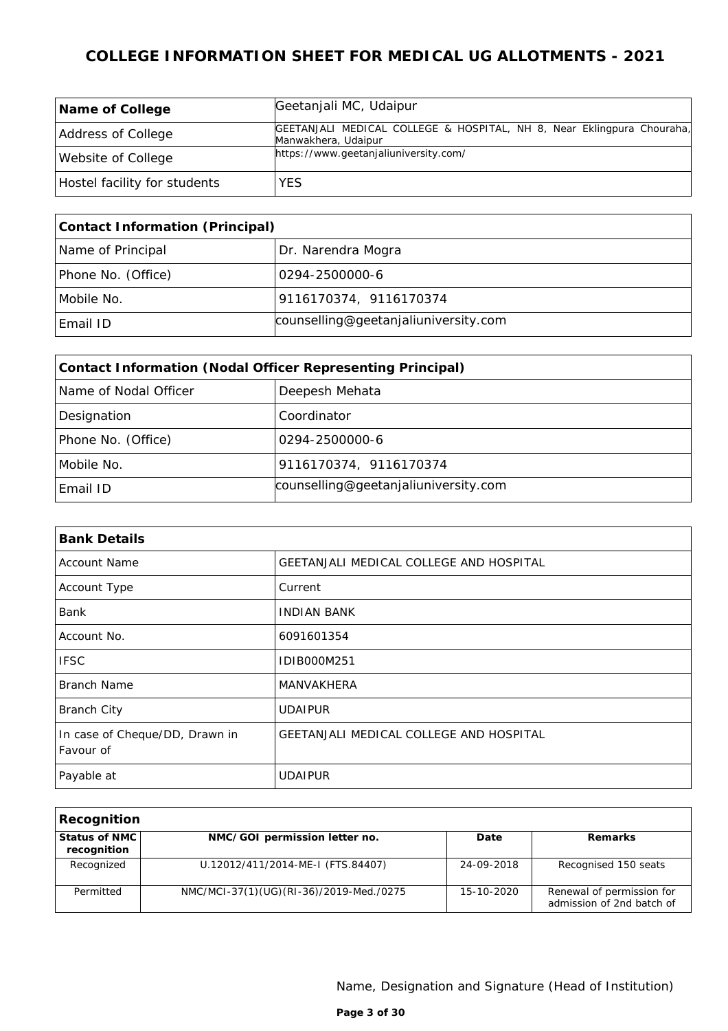# COLLEGE INFORMATION SHEET FOR MEDICAL UG ALLOTMENTS - 2021

| | |
|---|---|
| **Name of College** | Geetanjali MC, Udaipur |
| Address of College | GEETANJALI MEDICAL COLLEGE & HOSPITAL, NH 8, Near Eklingpura Chouraha, Manwakhera, Udaipur |
| Website of College | https://www.geetanjaliuniversity.com/ |
| Hostel facility for students | YES |

| **Contact Information (Principal)** | |
|---|---|
| Name of Principal | Dr. Narendra Mogra |
| Phone No. (Office) | 0294-2500000-6 |
| Mobile No. | 9116170374, 9116170374 |
| Email ID | counselling@geetanjaliuniversity.com |

| **Contact Information (Nodal Officer Representing Principal)** | |
|---|---|
| Name of Nodal Officer | Deepesh Mehata |
| Designation | Coordinator |
| Phone No. (Office) | 0294-2500000-6 |
| Mobile No. | 9116170374, 9116170374 |
| Email ID | counselling@geetanjaliuniversity.com |

| **Bank Details** | |
|---|---|
| Account Name | GEETANJALI MEDICAL COLLEGE AND HOSPITAL |
| Account Type | Current |
| Bank | INDIAN BANK |
| Account No. | 6091601354 |
| IFSC | IDIB000M251 |
| Branch Name | MANVAKHERA |
| Branch City | UDAIPUR |
| In case of Cheque/DD, Drawn in Favour of | GEETANJALI MEDICAL COLLEGE AND HOSPITAL |
| Payable at | UDAIPUR |

**Recognition**

| Status of NMC recognition | NMC/GOI permission letter no. | Date | Remarks |
|---|---|---|---|
| Recognized | U.12012/411/2014-ME-I (FTS.84407) | 24-09-2018 | Recognised 150 seats |
| Permitted | NMC/MCI-37(1)(UG)(RI-36)/2019-Med./0275 | 15-10-2020 | Renewal of permission for admission of 2nd batch of |

Name, Designation and Signature (Head of Institution)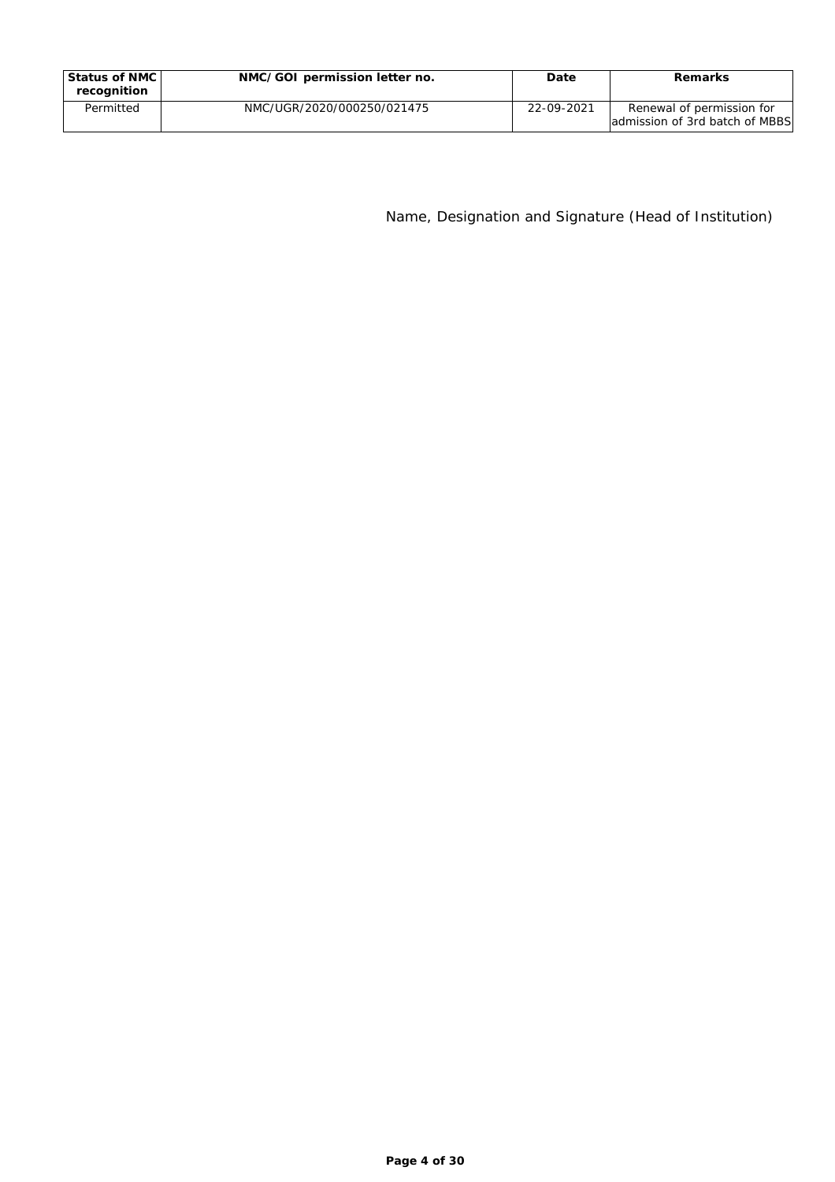| Status of NMC recognition | NMC/GOI permission letter no. | Date | Remarks |
|---|---|---|---|
| Permitted | NMC/UGR/2020/000250/021475 | 22-09-2021 | Renewal of permission for admission of 3rd batch of MBBS |

Name, Designation and Signature (Head of Institution)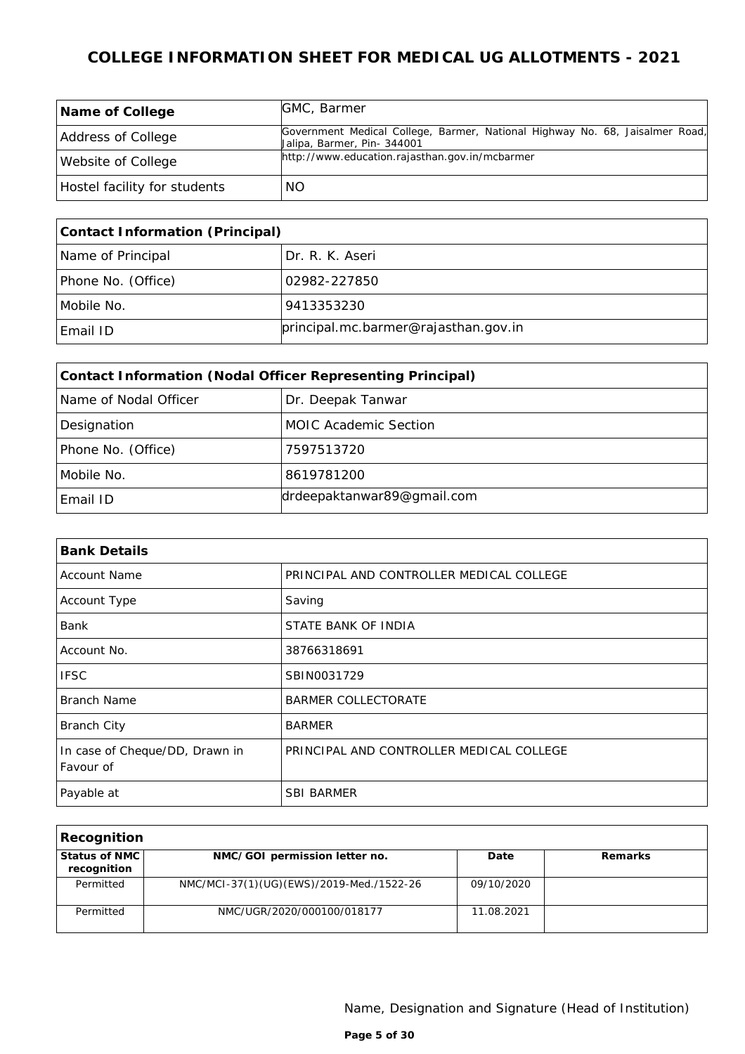# COLLEGE INFORMATION SHEET FOR MEDICAL UG ALLOTMENTS - 2021

| **Name of College** | GMC, Barmer |
|---|---|
| Address of College | Government Medical College, Barmer, National Highway No. 68, Jaisalmer Road, Jalipa, Barmer, Pin- 344001 |
| Website of College | http://www.education.rajasthan.gov.in/mcbarmer |
| Hostel facility for students | NO |

| **Contact Information (Principal)** | |
|---|---|
| Name of Principal | Dr. R. K. Aseri |
| Phone No. (Office) | 02982-227850 |
| Mobile No. | 9413353230 |
| Email ID | principal.mc.barmer@rajasthan.gov.in |

| **Contact Information (Nodal Officer Representing Principal)** | |
|---|---|
| Name of Nodal Officer | Dr. Deepak Tanwar |
| Designation | MOIC Academic Section |
| Phone No. (Office) | 7597513720 |
| Mobile No. | 8619781200 |
| Email ID | drdeepaktanwar89@gmail.com |

| **Bank Details** | |
|---|---|
| Account Name | PRINCIPAL AND CONTROLLER MEDICAL COLLEGE |
| Account Type | Saving |
| Bank | STATE BANK OF INDIA |
| Account No. | 38766318691 |
| IFSC | SBIN0031729 |
| Branch Name | BARMER COLLECTORATE |
| Branch City | BARMER |
| In case of Cheque/DD, Drawn in Favour of | PRINCIPAL AND CONTROLLER MEDICAL COLLEGE |
| Payable at | SBI BARMER |

| **Recognition** | | | |
|---|---|---|---|
| **Status of NMC recognition** | **NMC/GOI permission letter no.** | **Date** | **Remarks** |
| Permitted | NMC/MCI-37(1)(UG)(EWS)/2019-Med./1522-26 | 09/10/2020 | |
| Permitted | NMC/UGR/2020/000100/018177 | 11.08.2021 | |

Name, Designation and Signature (Head of Institution)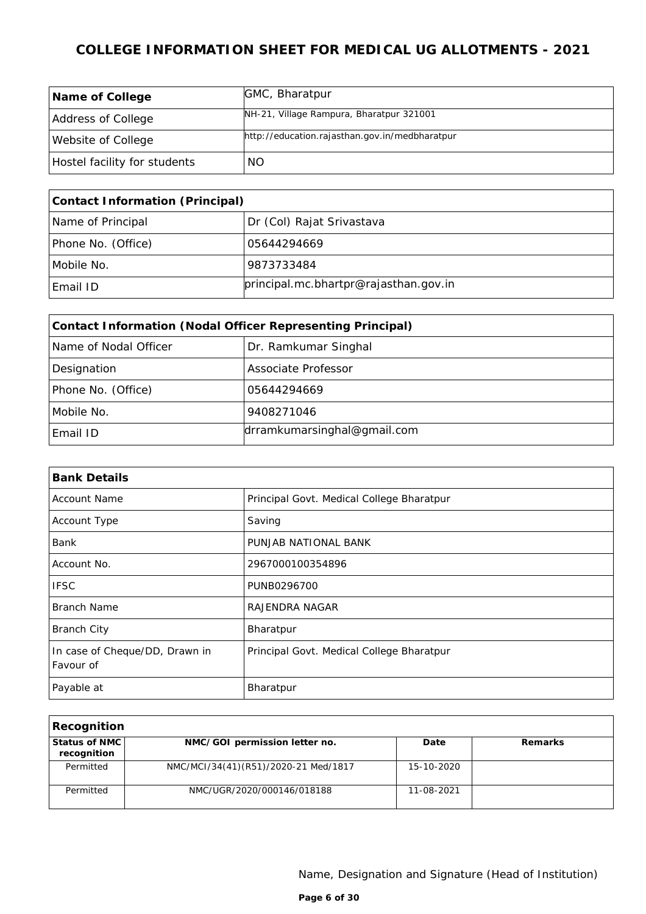# COLLEGE INFORMATION SHEET FOR MEDICAL UG ALLOTMENTS - 2021

| | |
|---|---|
| **Name of College** | GMC, Bharatpur |
| Address of College | NH-21, Village Rampura, Bharatpur 321001 |
| Website of College | http://education.rajasthan.gov.in/medbharatpur |
| Hostel facility for students | NO |

| **Contact Information (Principal)** | |
|---|---|
| Name of Principal | Dr (Col) Rajat Srivastava |
| Phone No. (Office) | 05644294669 |
| Mobile No. | 9873733484 |
| Email ID | principal.mc.bhartpr@rajasthan.gov.in |

| **Contact Information (Nodal Officer Representing Principal)** | |
|---|---|
| Name of Nodal Officer | Dr. Ramkumar Singhal |
| Designation | Associate Professor |
| Phone No. (Office) | 05644294669 |
| Mobile No. | 9408271046 |
| Email ID | drramkumarsinghal@gmail.com |

| **Bank Details** | |
|---|---|
| Account Name | Principal Govt. Medical College Bharatpur |
| Account Type | Saving |
| Bank | PUNJAB NATIONAL BANK |
| Account No. | 2967000100354896 |
| IFSC | PUNB0296700 |
| Branch Name | RAJENDRA NAGAR |
| Branch City | Bharatpur |
| In case of Cheque/DD, Drawn in Favour of | Principal Govt. Medical College Bharatpur |
| Payable at | Bharatpur |

**Recognition**

| Status of NMC recognition | NMC/GOI permission letter no. | Date | Remarks |
|---|---|---|---|
| Permitted | NMC/MCI/34(41)(R51)/2020-21 Med/1817 | 15-10-2020 | |
| Permitted | NMC/UGR/2020/000146/018188 | 11-08-2021 | |

Name, Designation and Signature (Head of Institution)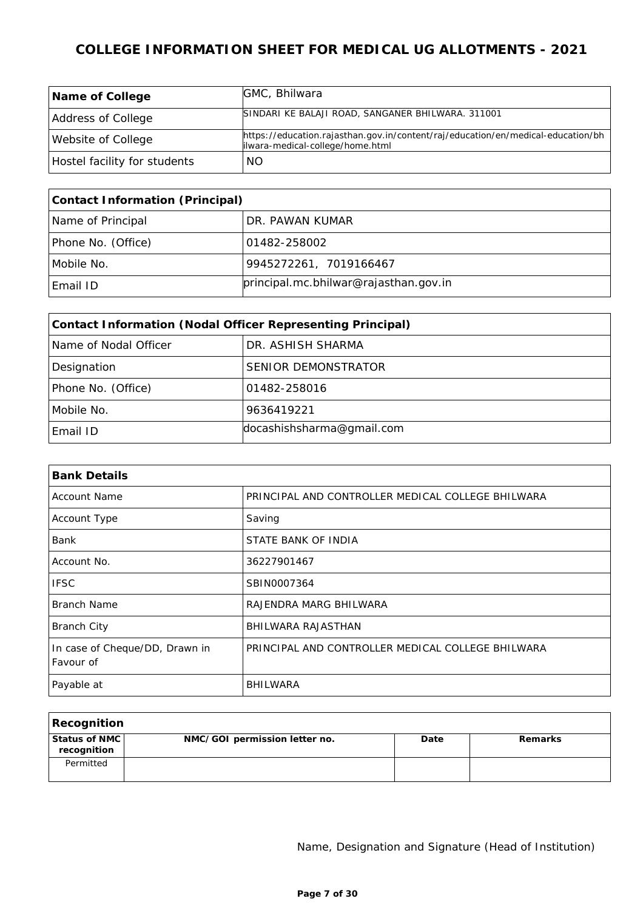# COLLEGE INFORMATION SHEET FOR MEDICAL UG ALLOTMENTS - 2021

| **Name of College** | GMC, Bhilwara |
|---|---|
| Address of College | SINDARI KE BALAJI ROAD, SANGANER BHILWARA. 311001 |
| Website of College | https://education.rajasthan.gov.in/content/raj/education/en/medical-education/bhilwara-medical-college/home.html |
| Hostel facility for students | NO |

| **Contact Information (Principal)** | |
|---|---|
| Name of Principal | DR. PAWAN KUMAR |
| Phone No. (Office) | 01482-258002 |
| Mobile No. | 9945272261, 7019166467 |
| Email ID | principal.mc.bhilwar@rajasthan.gov.in |

| **Contact Information (Nodal Officer Representing Principal)** | |
|---|---|
| Name of Nodal Officer | DR. ASHISH SHARMA |
| Designation | SENIOR DEMONSTRATOR |
| Phone No. (Office) | 01482-258016 |
| Mobile No. | 9636419221 |
| Email ID | docashishsharma@gmail.com |

| **Bank Details** | |
|---|---|
| Account Name | PRINCIPAL AND CONTROLLER MEDICAL COLLEGE BHILWARA |
| Account Type | Saving |
| Bank | STATE BANK OF INDIA |
| Account No. | 36227901467 |
| IFSC | SBIN0007364 |
| Branch Name | RAJENDRA MARG BHILWARA |
| Branch City | BHILWARA RAJASTHAN |
| In case of Cheque/DD, Drawn in Favour of | PRINCIPAL AND CONTROLLER MEDICAL COLLEGE BHILWARA |
| Payable at | BHILWARA |

| **Recognition** | | | |
|---|---|---|---|
| **Status of NMC recognition** | **NMC/GOI permission letter no.** | **Date** | **Remarks** |
| Permitted | | | |

Name, Designation and Signature (Head of Institution)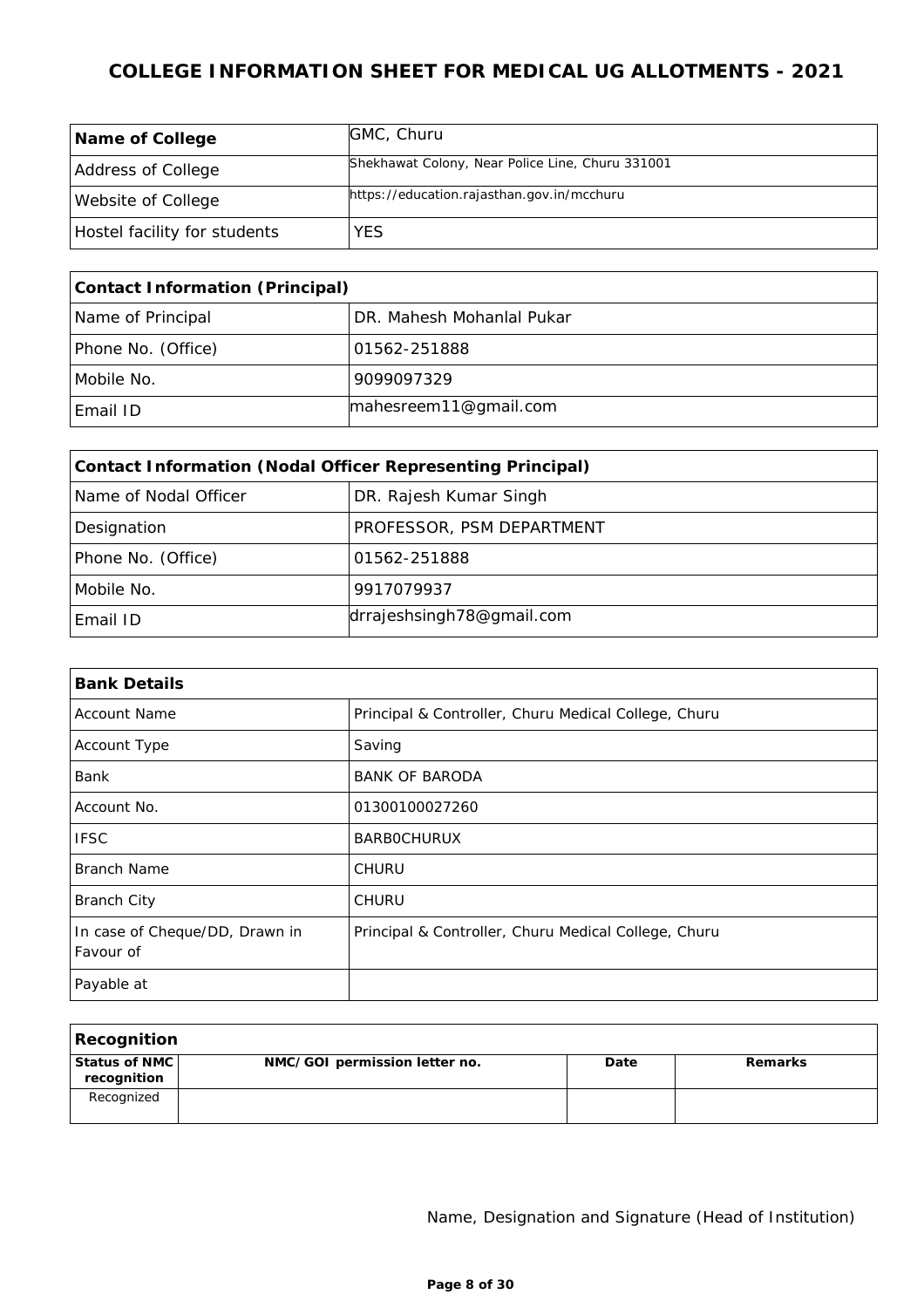# COLLEGE INFORMATION SHEET FOR MEDICAL UG ALLOTMENTS - 2021

| **Name of College** | GMC, Churu |
|---|---|
| Address of College | Shekhawat Colony, Near Police Line, Churu 331001 |
| Website of College | https://education.rajasthan.gov.in/mcchuru |
| Hostel facility for students | YES |

| **Contact Information (Principal)** | |
|---|---|
| Name of Principal | DR. Mahesh Mohanlal Pukar |
| Phone No. (Office) | 01562-251888 |
| Mobile No. | 9099097329 |
| Email ID | mahesreem11@gmail.com |

| **Contact Information (Nodal Officer Representing Principal)** | |
|---|---|
| Name of Nodal Officer | DR. Rajesh Kumar Singh |
| Designation | PROFESSOR, PSM DEPARTMENT |
| Phone No. (Office) | 01562-251888 |
| Mobile No. | 9917079937 |
| Email ID | drrajeshsingh78@gmail.com |

| **Bank Details** | |
|---|---|
| Account Name | Principal & Controller, Churu Medical College, Churu |
| Account Type | Saving |
| Bank | BANK OF BARODA |
| Account No. | 01300100027260 |
| IFSC | BARB0CHURUX |
| Branch Name | CHURU |
| Branch City | CHURU |
| In case of Cheque/DD, Drawn in Favour of | Principal & Controller, Churu Medical College, Churu |
| Payable at | |

| **Recognition** | | | |
|---|---|---|---|
| **Status of NMC recognition** | **NMC/GOI permission letter no.** | **Date** | **Remarks** |
| Recognized | | | |

Name, Designation and Signature (Head of Institution)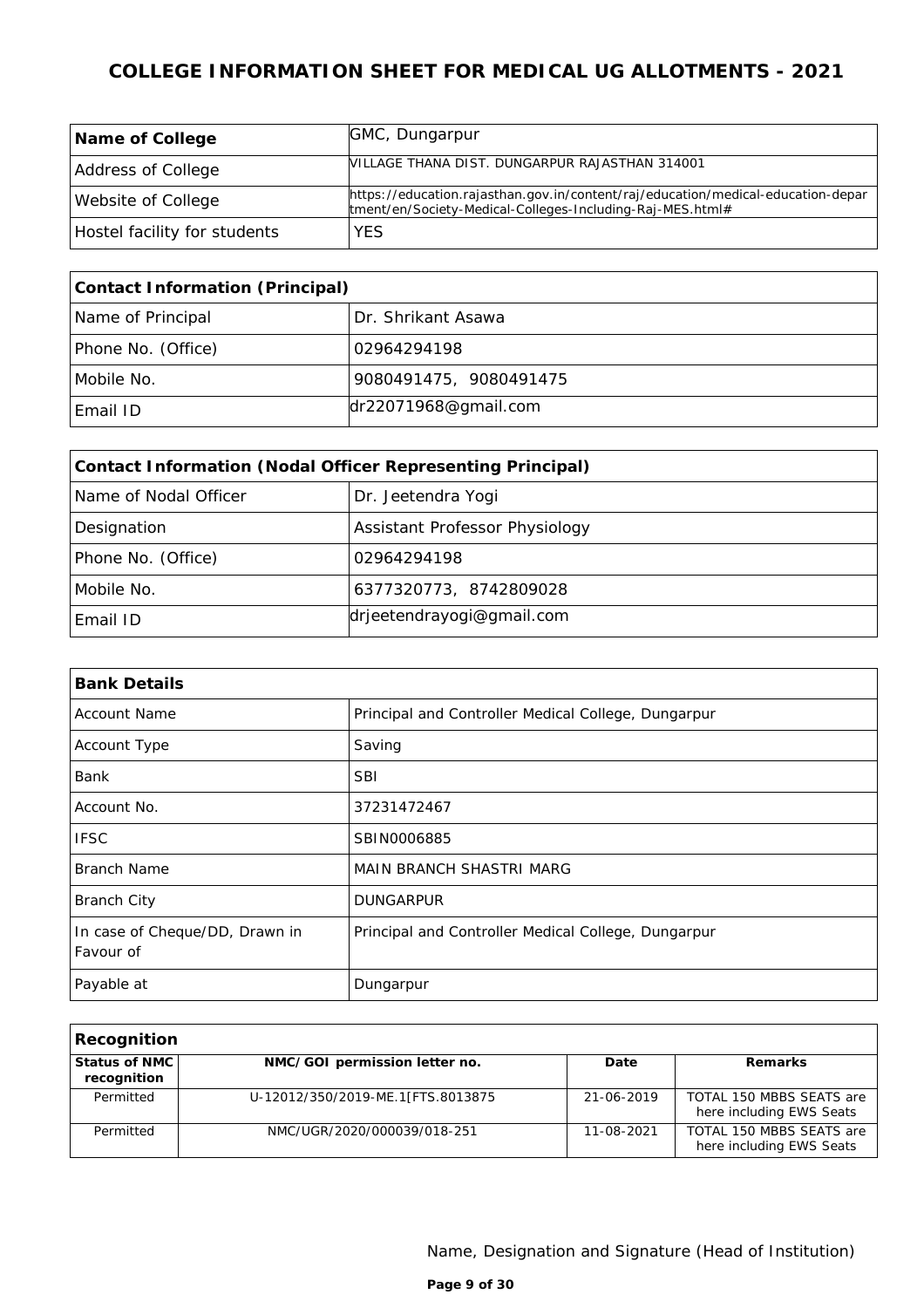# COLLEGE INFORMATION SHEET FOR MEDICAL UG ALLOTMENTS - 2021

| **Name of College** | GMC, Dungarpur |
|---|---|
| Address of College | VILLAGE THANA DIST. DUNGARPUR RAJASTHAN 314001 |
| Website of College | https://education.rajasthan.gov.in/content/raj/education/medical-education-department/en/Society-Medical-Colleges-Including-Raj-MES.html# |
| Hostel facility for students | YES |

| **Contact Information (Principal)** | |
|---|---|
| Name of Principal | Dr. Shrikant Asawa |
| Phone No. (Office) | 02964294198 |
| Mobile No. | 9080491475, 9080491475 |
| Email ID | dr22071968@gmail.com |

| **Contact Information (Nodal Officer Representing Principal)** | |
|---|---|
| Name of Nodal Officer | Dr. Jeetendra Yogi |
| Designation | Assistant Professor Physiology |
| Phone No. (Office) | 02964294198 |
| Mobile No. | 6377320773, 8742809028 |
| Email ID | drjeetendrayogi@gmail.com |

| **Bank Details** | |
|---|---|
| Account Name | Principal and Controller Medical College, Dungarpur |
| Account Type | Saving |
| Bank | SBI |
| Account No. | 37231472467 |
| IFSC | SBIN0006885 |
| Branch Name | MAIN BRANCH SHASTRI MARG |
| Branch City | DUNGARPUR |
| In case of Cheque/DD, Drawn in Favour of | Principal and Controller Medical College, Dungarpur |
| Payable at | Dungarpur |

**Recognition**

| Status of NMC recognition | NMC/GOI permission letter no. | Date | Remarks |
|---|---|---|---|
| Permitted | U-12012/350/2019-ME.1[FTS.8013875 | 21-06-2019 | TOTAL 150 MBBS SEATS are here including EWS Seats |
| Permitted | NMC/UGR/2020/000039/018-251 | 11-08-2021 | TOTAL 150 MBBS SEATS are here including EWS Seats |

Name, Designation and Signature (Head of Institution)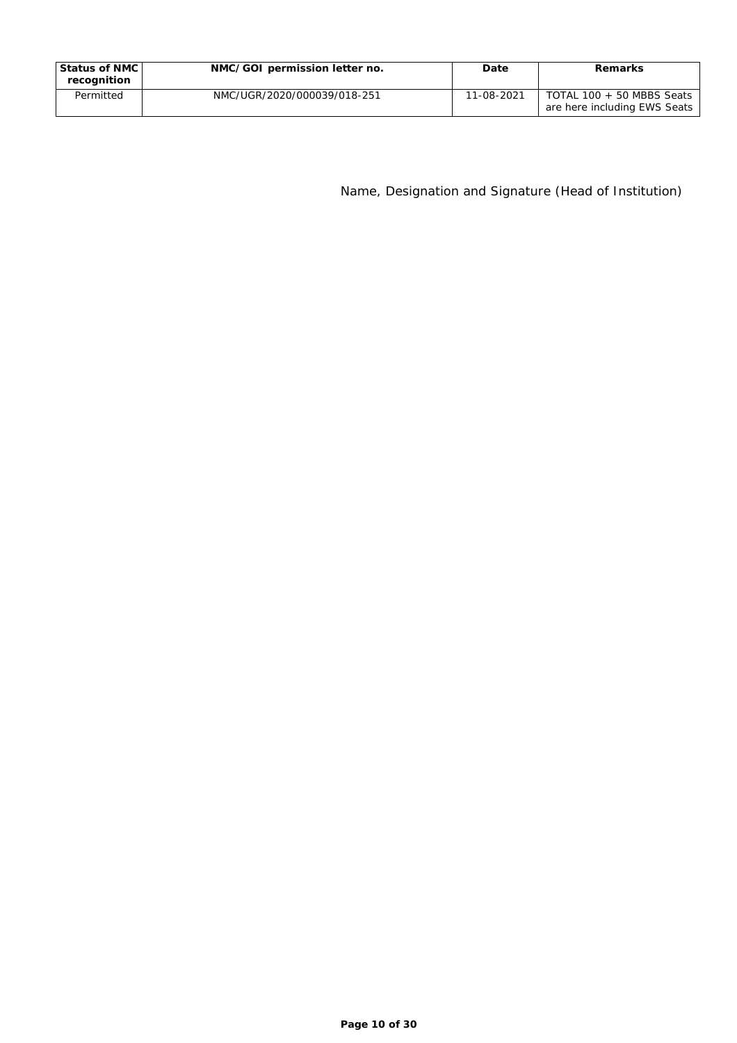| Status of NMC recognition | NMC/GOI permission letter no. | Date | Remarks |
|---|---|---|---|
| Permitted | NMC/UGR/2020/000039/018-251 | 11-08-2021 | TOTAL 100 + 50 MBBS Seats are here including EWS Seats |

Name, Designation and Signature (Head of Institution)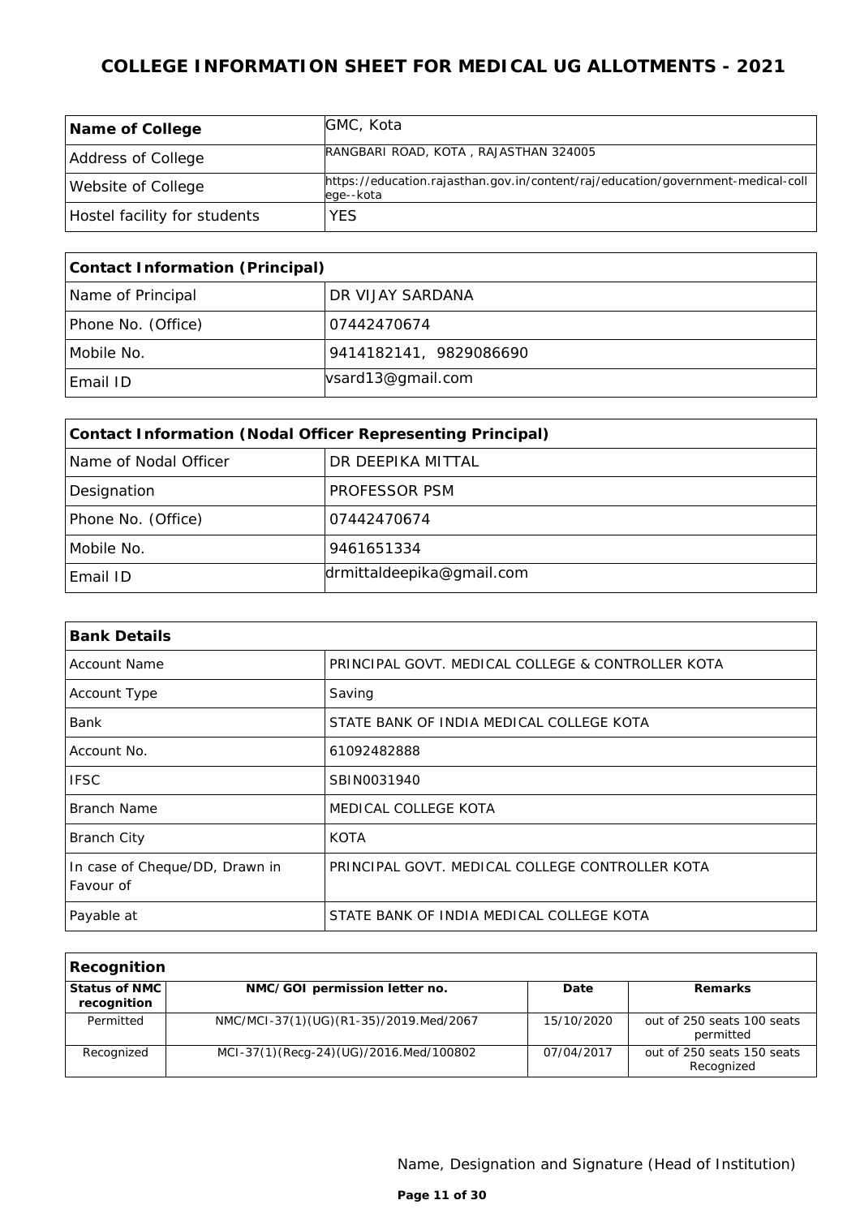# COLLEGE INFORMATION SHEET FOR MEDICAL UG ALLOTMENTS - 2021

| Name of College | GMC, Kota |
|---|---|
| Address of College | RANGBARI ROAD, KOTA , RAJASTHAN 324005 |
| Website of College | https://education.rajasthan.gov.in/content/raj/education/government-medical-college--kota |
| Hostel facility for students | YES |

| Contact Information (Principal) | |
|---|---|
| Name of Principal | DR VIJAY SARDANA |
| Phone No. (Office) | 07442470674 |
| Mobile No. | 9414182141, 9829086690 |
| Email ID | vsard13@gmail.com |

| Contact Information (Nodal Officer Representing Principal) | |
|---|---|
| Name of Nodal Officer | DR DEEPIKA MITTAL |
| Designation | PROFESSOR PSM |
| Phone No. (Office) | 07442470674 |
| Mobile No. | 9461651334 |
| Email ID | drmittaldeepika@gmail.com |

| Bank Details | |
|---|---|
| Account Name | PRINCIPAL GOVT. MEDICAL COLLEGE & CONTROLLER KOTA |
| Account Type | Saving |
| Bank | STATE BANK OF INDIA MEDICAL COLLEGE KOTA |
| Account No. | 61092482888 |
| IFSC | SBIN0031940 |
| Branch Name | MEDICAL COLLEGE KOTA |
| Branch City | KOTA |
| In case of Cheque/DD, Drawn in Favour of | PRINCIPAL GOVT. MEDICAL COLLEGE CONTROLLER KOTA |
| Payable at | STATE BANK OF INDIA MEDICAL COLLEGE KOTA |

**Recognition**

| Status of NMC recognition | NMC/GOI permission letter no. | Date | Remarks |
|---|---|---|---|
| Permitted | NMC/MCI-37(1)(UG)(R1-35)/2019.Med/2067 | 15/10/2020 | out of 250 seats 100 seats permitted |
| Recognized | MCI-37(1)(Recg-24)(UG)/2016.Med/100802 | 07/04/2017 | out of 250 seats 150 seats Recognized |

Name, Designation and Signature (Head of Institution)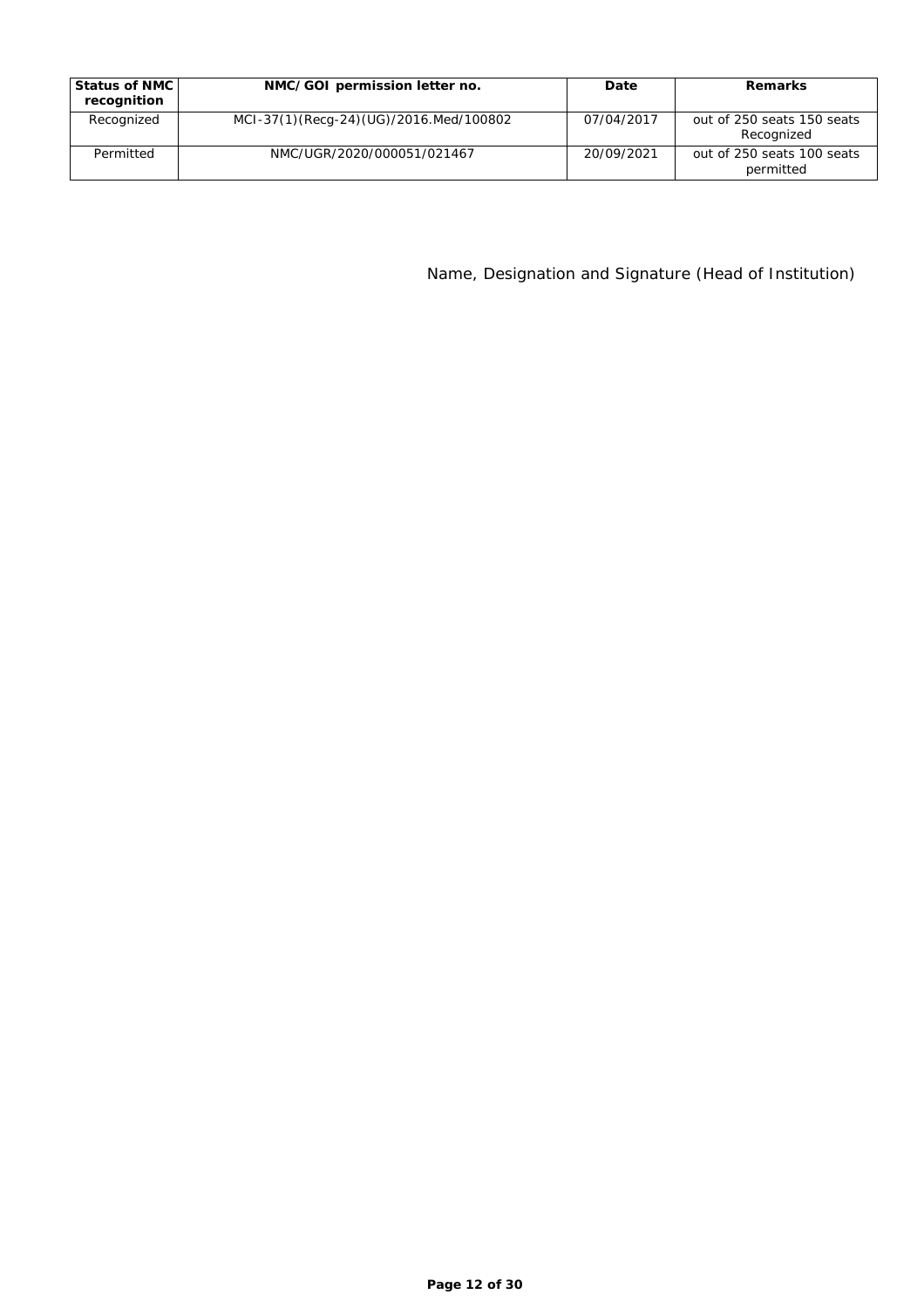| Status of NMC recognition | NMC/GOI permission letter no. | Date | Remarks |
|---|---|---|---|
| Recognized | MCI-37(1)(Recg-24)(UG)/2016.Med/100802 | 07/04/2017 | out of 250 seats 150 seats Recognized |
| Permitted | NMC/UGR/2020/000051/021467 | 20/09/2021 | out of 250 seats 100 seats permitted |

Name, Designation and Signature (Head of Institution)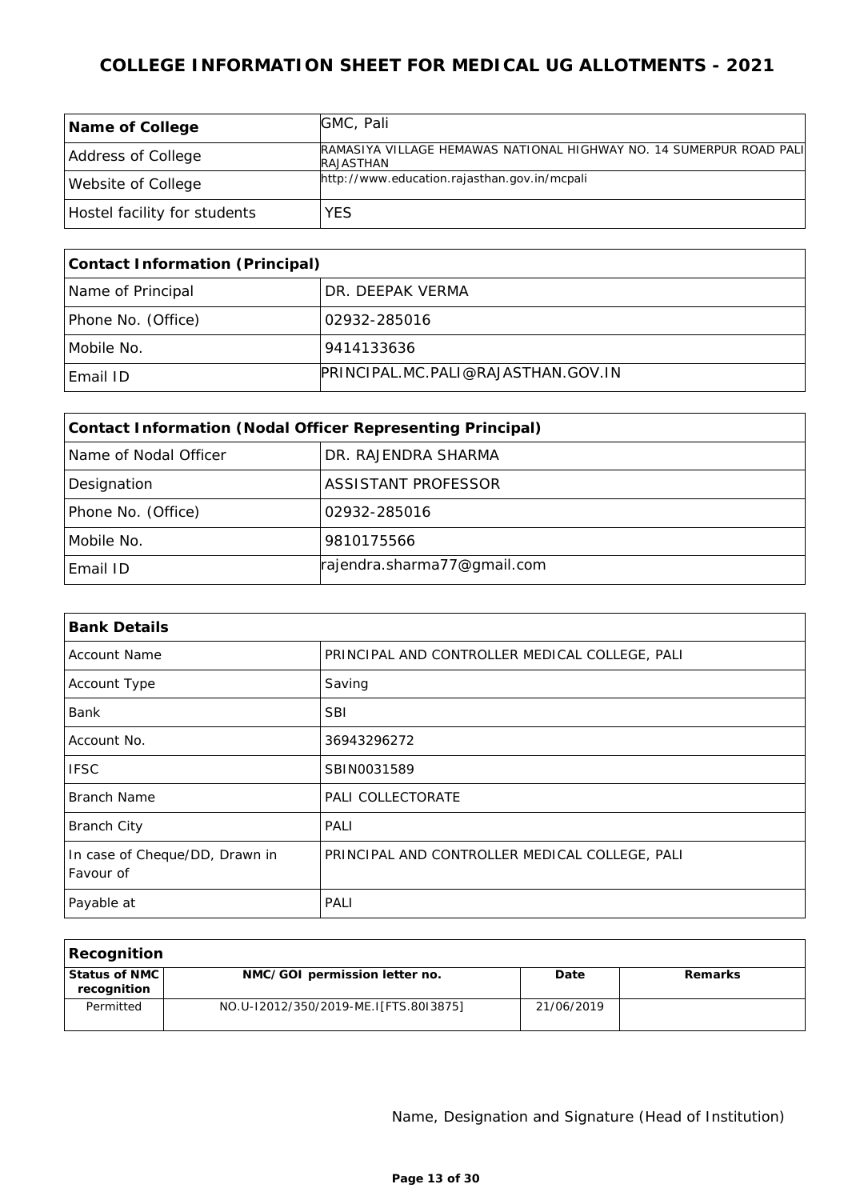# COLLEGE INFORMATION SHEET FOR MEDICAL UG ALLOTMENTS - 2021

| **Name of College** | GMC, Pali |
|---|---|
| Address of College | RAMASIYA VILLAGE HEMAWAS NATIONAL HIGHWAY NO. 14 SUMERPUR ROAD PALI RAJASTHAN |
| Website of College | http://www.education.rajasthan.gov.in/mcpali |
| Hostel facility for students | YES |

| **Contact Information (Principal)** | |
|---|---|
| Name of Principal | DR. DEEPAK VERMA |
| Phone No. (Office) | 02932-285016 |
| Mobile No. | 9414133636 |
| Email ID | PRINCIPAL.MC.PALI@RAJASTHAN.GOV.IN |

| **Contact Information (Nodal Officer Representing Principal)** | |
|---|---|
| Name of Nodal Officer | DR. RAJENDRA SHARMA |
| Designation | ASSISTANT PROFESSOR |
| Phone No. (Office) | 02932-285016 |
| Mobile No. | 9810175566 |
| Email ID | rajendra.sharma77@gmail.com |

| **Bank Details** | |
|---|---|
| Account Name | PRINCIPAL AND CONTROLLER MEDICAL COLLEGE, PALI |
| Account Type | Saving |
| Bank | SBI |
| Account No. | 36943296272 |
| IFSC | SBIN0031589 |
| Branch Name | PALI COLLECTORATE |
| Branch City | PALI |
| In case of Cheque/DD, Drawn in Favour of | PRINCIPAL AND CONTROLLER MEDICAL COLLEGE, PALI |
| Payable at | PALI |

| **Recognition** | | | |
|---|---|---|---|
| **Status of NMC recognition** | **NMC/GOI permission letter no.** | **Date** | **Remarks** |
| Permitted | NO.U-I2012/350/2019-ME.I[FTS.80I3875] | 21/06/2019 | |

Name, Designation and Signature (Head of Institution)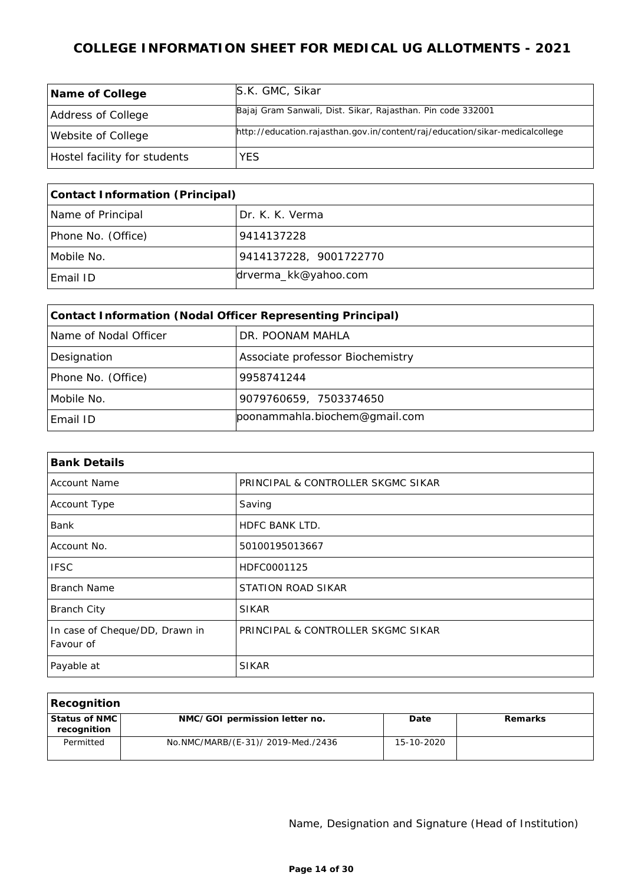# COLLEGE INFORMATION SHEET FOR MEDICAL UG ALLOTMENTS - 2021

| **Name of College** | S.K. GMC, Sikar |
|---|---|
| Address of College | Bajaj Gram Sanwali, Dist. Sikar, Rajasthan. Pin code 332001 |
| Website of College | http://education.rajasthan.gov.in/content/raj/education/sikar-medicalcollege |
| Hostel facility for students | YES |

| **Contact Information (Principal)** | |
|---|---|
| Name of Principal | Dr. K. K. Verma |
| Phone No. (Office) | 9414137228 |
| Mobile No. | 9414137228, 9001722770 |
| Email ID | drverma_kk@yahoo.com |

| **Contact Information (Nodal Officer Representing Principal)** | |
|---|---|
| Name of Nodal Officer | DR. POONAM MAHLA |
| Designation | Associate professor Biochemistry |
| Phone No. (Office) | 9958741244 |
| Mobile No. | 9079760659, 7503374650 |
| Email ID | poonammahla.biochem@gmail.com |

| **Bank Details** | |
|---|---|
| Account Name | PRINCIPAL & CONTROLLER SKGMC SIKAR |
| Account Type | Saving |
| Bank | HDFC BANK LTD. |
| Account No. | 50100195013667 |
| IFSC | HDFC0001125 |
| Branch Name | STATION ROAD SIKAR |
| Branch City | SIKAR |
| In case of Cheque/DD, Drawn in Favour of | PRINCIPAL & CONTROLLER SKGMC SIKAR |
| Payable at | SIKAR |

**Recognition**

| Status of NMC recognition | NMC/GOI permission letter no. | Date | Remarks |
|---|---|---|---|
| Permitted | No.NMC/MARB/(E-31)/ 2019-Med./2436 | 15-10-2020 | |

Name, Designation and Signature (Head of Institution)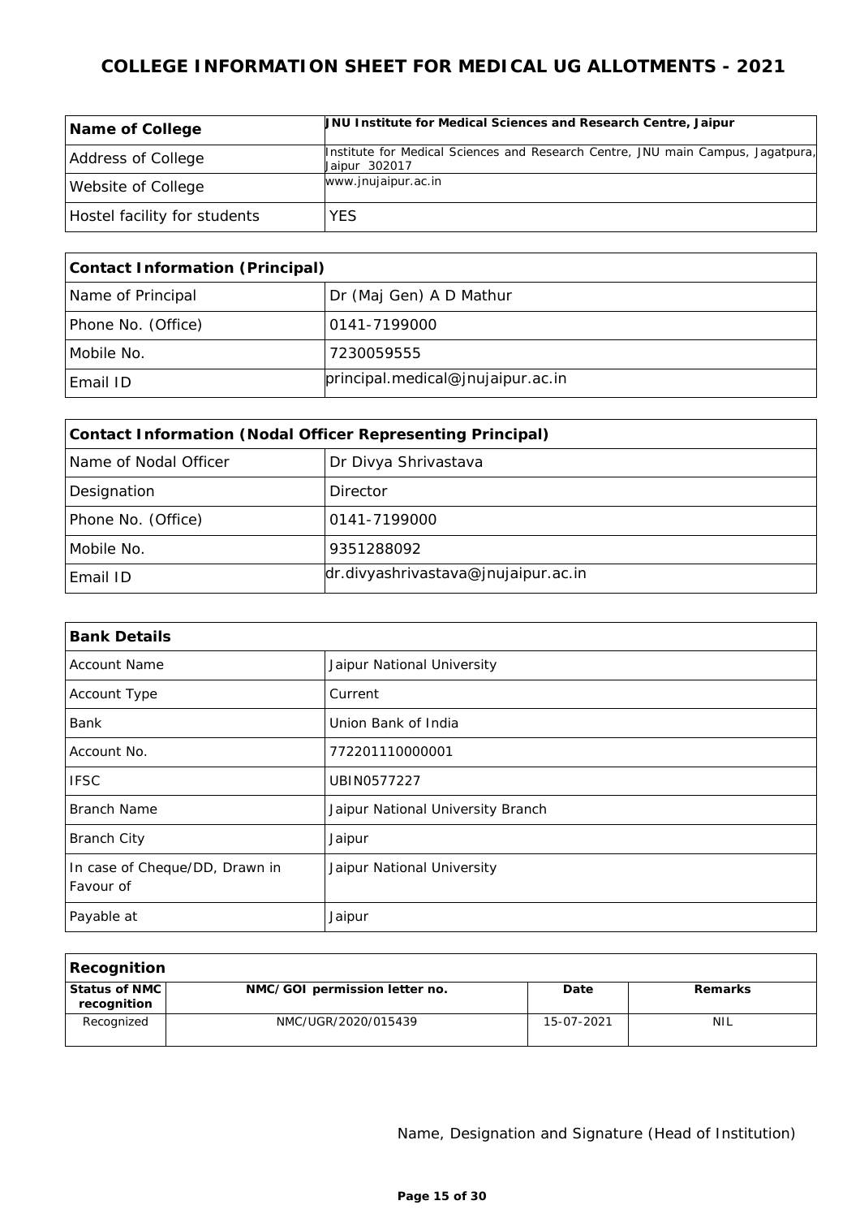# COLLEGE INFORMATION SHEET FOR MEDICAL UG ALLOTMENTS - 2021

| Name of College | JNU Institute for Medical Sciences and Research Centre, Jaipur |
|---|---|
| Address of College | Institute for Medical Sciences and Research Centre, JNU main Campus, Jagatpura, Jaipur 302017 |
| Website of College | www.jnujaipur.ac.in |
| Hostel facility for students | YES |

| Contact Information (Principal) | |
|---|---|
| Name of Principal | Dr (Maj Gen) A D Mathur |
| Phone No. (Office) | 0141-7199000 |
| Mobile No. | 7230059555 |
| Email ID | principal.medical@jnujaipur.ac.in |

| Contact Information (Nodal Officer Representing Principal) | |
|---|---|
| Name of Nodal Officer | Dr Divya Shrivastava |
| Designation | Director |
| Phone No. (Office) | 0141-7199000 |
| Mobile No. | 9351288092 |
| Email ID | dr.divyashrivastava@jnujaipur.ac.in |

| Bank Details | |
|---|---|
| Account Name | Jaipur National University |
| Account Type | Current |
| Bank | Union Bank of India |
| Account No. | 772201110000001 |
| IFSC | UBIN0577227 |
| Branch Name | Jaipur National University Branch |
| Branch City | Jaipur |
| In case of Cheque/DD, Drawn in Favour of | Jaipur National University |
| Payable at | Jaipur |

| Recognition | | | |
|---|---|---|---|
| Status of NMC recognition | NMC/GOI permission letter no. | Date | Remarks |
| Recognized | NMC/UGR/2020/015439 | 15-07-2021 | NIL |

Name, Designation and Signature (Head of Institution)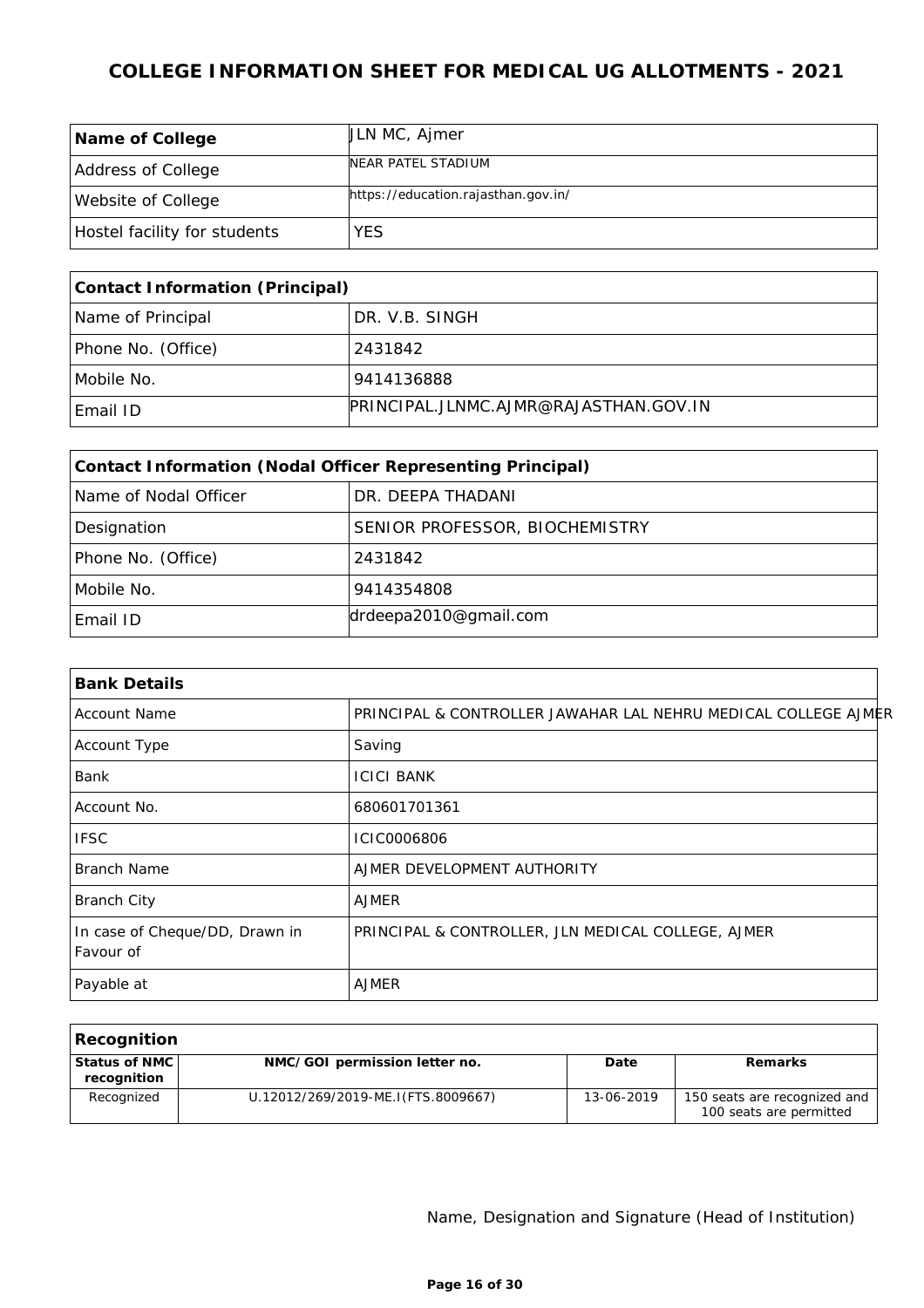# COLLEGE INFORMATION SHEET FOR MEDICAL UG ALLOTMENTS - 2021

| **Name of College** | JLN MC, Ajmer |
|---|---|
| Address of College | NEAR PATEL STADIUM |
| Website of College | https://education.rajasthan.gov.in/ |
| Hostel facility for students | YES |

| **Contact Information (Principal)** | |
|---|---|
| Name of Principal | DR. V.B. SINGH |
| Phone No. (Office) | 2431842 |
| Mobile No. | 9414136888 |
| Email ID | PRINCIPAL.JLNMC.AJMR@RAJASTHAN.GOV.IN |

| **Contact Information (Nodal Officer Representing Principal)** | |
|---|---|
| Name of Nodal Officer | DR. DEEPA THADANI |
| Designation | SENIOR PROFESSOR, BIOCHEMISTRY |
| Phone No. (Office) | 2431842 |
| Mobile No. | 9414354808 |
| Email ID | drdeepa2010@gmail.com |

| **Bank Details** | |
|---|---|
| Account Name | PRINCIPAL & CONTROLLER JAWAHAR LAL NEHRU MEDICAL COLLEGE AJMER |
| Account Type | Saving |
| Bank | ICICI BANK |
| Account No. | 680601701361 |
| IFSC | ICIC0006806 |
| Branch Name | AJMER DEVELOPMENT AUTHORITY |
| Branch City | AJMER |
| In case of Cheque/DD, Drawn in Favour of | PRINCIPAL & CONTROLLER, JLN MEDICAL COLLEGE, AJMER |
| Payable at | AJMER |

**Recognition**

| Status of NMC recognition | NMC/GOI permission letter no. | Date | Remarks |
|---|---|---|---|
| Recognized | U.12012/269/2019-ME.I(FTS.8009667) | 13-06-2019 | 150 seats are recognized and 100 seats are permitted |

Name, Designation and Signature (Head of Institution)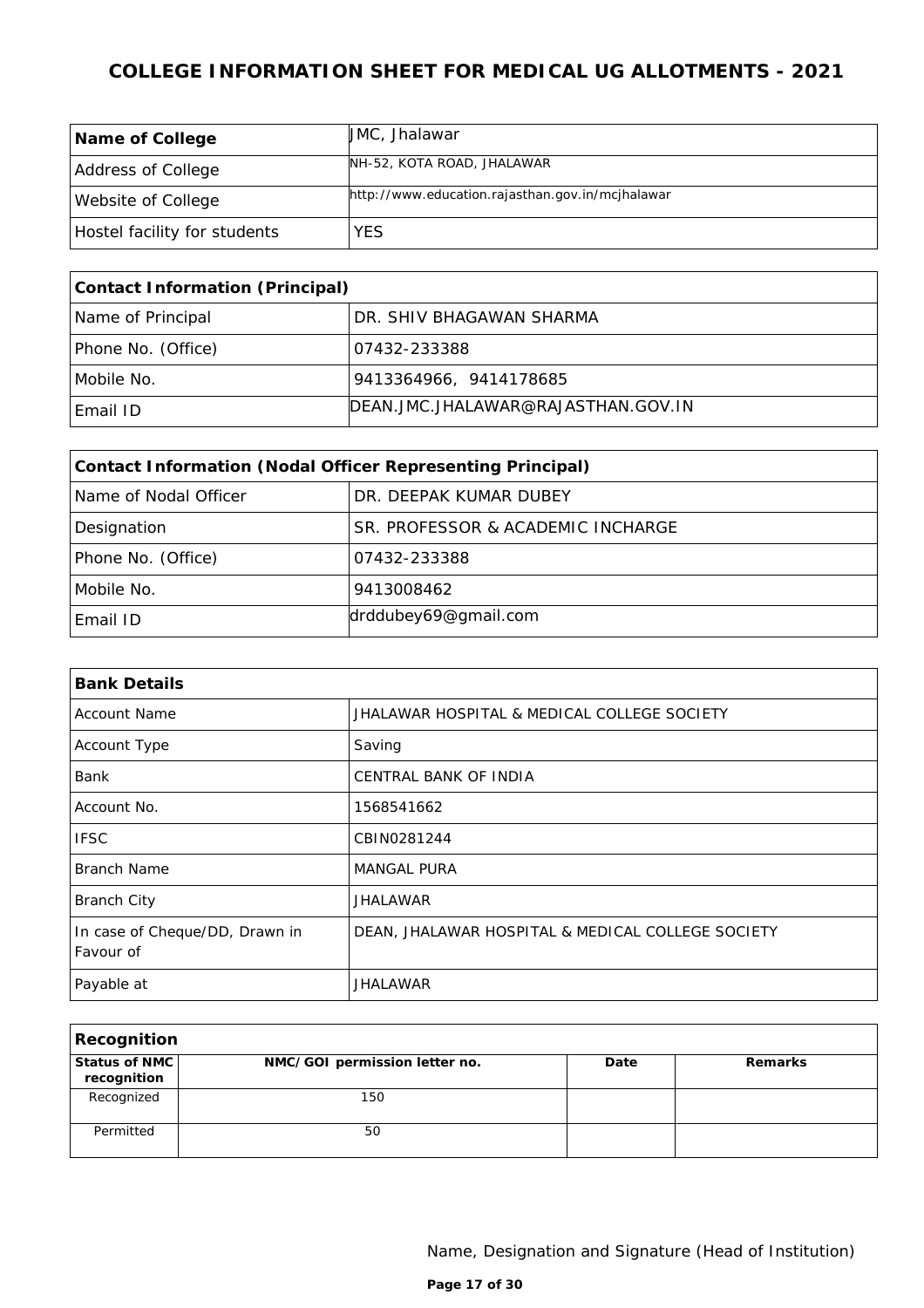# COLLEGE INFORMATION SHEET FOR MEDICAL UG ALLOTMENTS - 2021

| **Name of College** | JMC, Jhalawar |
|---|---|
| Address of College | NH-52, KOTA ROAD, JHALAWAR |
| Website of College | http://www.education.rajasthan.gov.in/mcjhalawar |
| Hostel facility for students | YES |

| **Contact Information (Principal)** | |
|---|---|
| Name of Principal | DR. SHIV BHAGAWAN SHARMA |
| Phone No. (Office) | 07432-233388 |
| Mobile No. | 9413364966, 9414178685 |
| Email ID | DEAN.JMC.JHALAWAR@RAJASTHAN.GOV.IN |

| **Contact Information (Nodal Officer Representing Principal)** | |
|---|---|
| Name of Nodal Officer | DR. DEEPAK KUMAR DUBEY |
| Designation | SR. PROFESSOR & ACADEMIC INCHARGE |
| Phone No. (Office) | 07432-233388 |
| Mobile No. | 9413008462 |
| Email ID | drddubey69@gmail.com |

| **Bank Details** | |
|---|---|
| Account Name | JHALAWAR HOSPITAL & MEDICAL COLLEGE SOCIETY |
| Account Type | Saving |
| Bank | CENTRAL BANK OF INDIA |
| Account No. | 1568541662 |
| IFSC | CBIN0281244 |
| Branch Name | MANGAL PURA |
| Branch City | JHALAWAR |
| In case of Cheque/DD, Drawn in Favour of | DEAN, JHALAWAR HOSPITAL & MEDICAL COLLEGE SOCIETY |
| Payable at | JHALAWAR |

**Recognition**

| Status of NMC recognition | NMC/GOI permission letter no. | Date | Remarks |
|---|---|---|---|
| Recognized | 150 | | |
| Permitted | 50 | | |

Name, Designation and Signature (Head of Institution)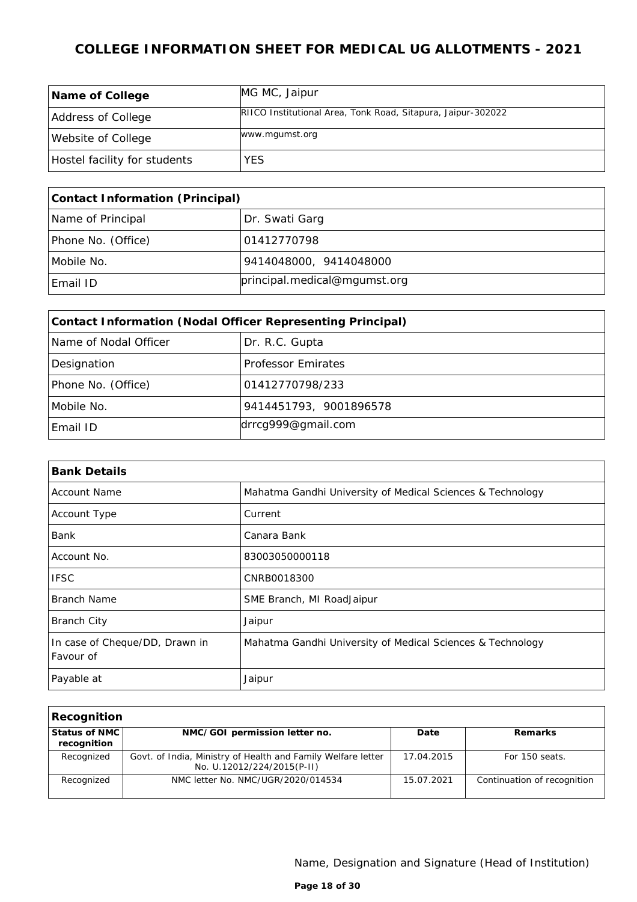# COLLEGE INFORMATION SHEET FOR MEDICAL UG ALLOTMENTS - 2021

| **Name of College** | MG MC, Jaipur |
|---|---|
| Address of College | RIICO Institutional Area, Tonk Road, Sitapura, Jaipur-302022 |
| Website of College | www.mgumst.org |
| Hostel facility for students | YES |

| **Contact Information (Principal)** | |
|---|---|
| Name of Principal | Dr. Swati Garg |
| Phone No. (Office) | 01412770798 |
| Mobile No. | 9414048000, 9414048000 |
| Email ID | principal.medical@mgumst.org |

| **Contact Information (Nodal Officer Representing Principal)** | |
|---|---|
| Name of Nodal Officer | Dr. R.C. Gupta |
| Designation | Professor Emirates |
| Phone No. (Office) | 01412770798/233 |
| Mobile No. | 9414451793, 9001896578 |
| Email ID | drrcg999@gmail.com |

| **Bank Details** | |
|---|---|
| Account Name | Mahatma Gandhi University of Medical Sciences & Technology |
| Account Type | Current |
| Bank | Canara Bank |
| Account No. | 83003050000118 |
| IFSC | CNRB0018300 |
| Branch Name | SME Branch, MI RoadJaipur |
| Branch City | Jaipur |
| In case of Cheque/DD, Drawn in Favour of | Mahatma Gandhi University of Medical Sciences & Technology |
| Payable at | Jaipur |

**Recognition**

| Status of NMC recognition | NMC/GOI permission letter no. | Date | Remarks |
|---|---|---|---|
| Recognized | Govt. of India, Ministry of Health and Family Welfare letter No. U.12012/224/2015(P-II) | 17.04.2015 | For 150 seats. |
| Recognized | NMC letter No. NMC/UGR/2020/014534 | 15.07.2021 | Continuation of recognition |

Name, Designation and Signature (Head of Institution)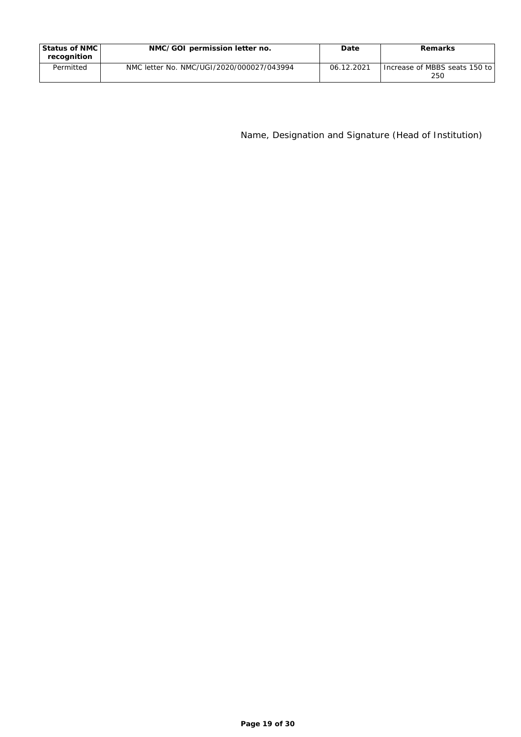| Status of NMC recognition | NMC/GOI permission letter no. | Date | Remarks |
|---|---|---|---|
| Permitted | NMC letter No. NMC/UGI/2020/000027/043994 | 06.12.2021 | Increase of MBBS seats 150 to 250 |

Name, Designation and Signature (Head of Institution)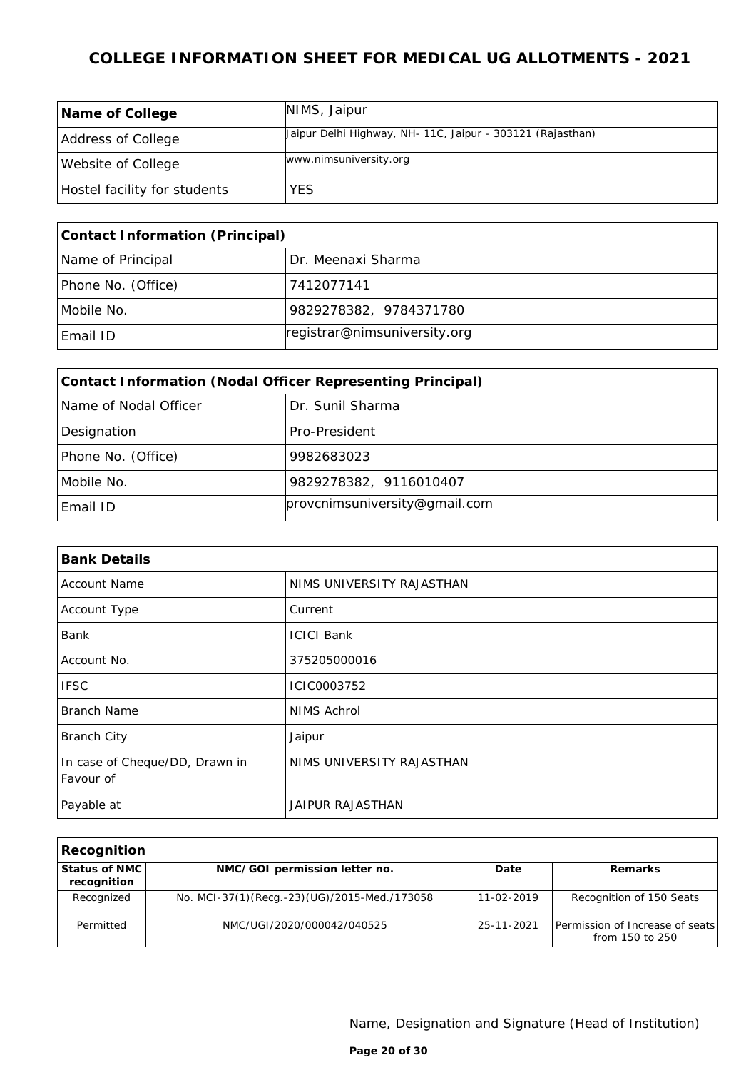# COLLEGE INFORMATION SHEET FOR MEDICAL UG ALLOTMENTS - 2021

| **Name of College** | NIMS, Jaipur |
|---|---|
| Address of College | Jaipur Delhi Highway, NH- 11C, Jaipur - 303121 (Rajasthan) |
| Website of College | www.nimsuniversity.org |
| Hostel facility for students | YES |

| **Contact Information (Principal)** | |
|---|---|
| Name of Principal | Dr. Meenaxi Sharma |
| Phone No. (Office) | 7412077141 |
| Mobile No. | 9829278382, 9784371780 |
| Email ID | registrar@nimsuniversity.org |

| **Contact Information (Nodal Officer Representing Principal)** | |
|---|---|
| Name of Nodal Officer | Dr. Sunil Sharma |
| Designation | Pro-President |
| Phone No. (Office) | 9982683023 |
| Mobile No. | 9829278382, 9116010407 |
| Email ID | provcnimsuniversity@gmail.com |

| **Bank Details** | |
|---|---|
| Account Name | NIMS UNIVERSITY RAJASTHAN |
| Account Type | Current |
| Bank | ICICI Bank |
| Account No. | 375205000016 |
| IFSC | ICIC0003752 |
| Branch Name | NIMS Achrol |
| Branch City | Jaipur |
| In case of Cheque/DD, Drawn in Favour of | NIMS UNIVERSITY RAJASTHAN |
| Payable at | JAIPUR RAJASTHAN |

| **Recognition** | | | |
|---|---|---|---|
| **Status of NMC recognition** | **NMC/GOI permission letter no.** | **Date** | **Remarks** |
| Recognized | No. MCI-37(1)(Recg.-23)(UG)/2015-Med./173058 | 11-02-2019 | Recognition of 150 Seats |
| Permitted | NMC/UGI/2020/000042/040525 | 25-11-2021 | Permission of Increase of seats from 150 to 250 |

Name, Designation and Signature (Head of Institution)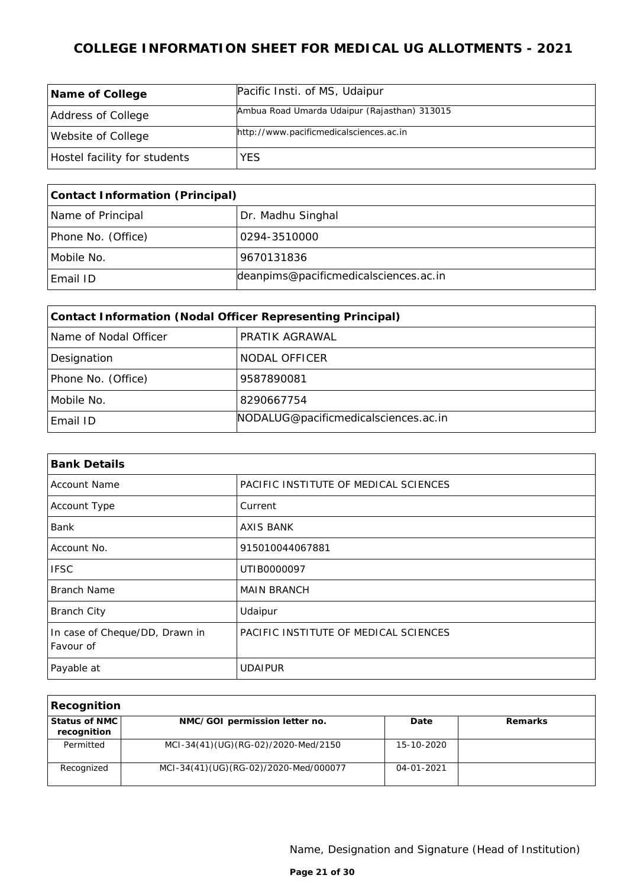# COLLEGE INFORMATION SHEET FOR MEDICAL UG ALLOTMENTS - 2021

| Name of College | Pacific Insti. of MS, Udaipur |
|---|---|
| Address of College | Ambua Road Umarda Udaipur (Rajasthan) 313015 |
| Website of College | http://www.pacificmedicalsciences.ac.in |
| Hostel facility for students | YES |

| Contact Information (Principal) | |
|---|---|
| Name of Principal | Dr. Madhu Singhal |
| Phone No. (Office) | 0294-3510000 |
| Mobile No. | 9670131836 |
| Email ID | deanpims@pacificmedicalsciences.ac.in |

| Contact Information (Nodal Officer Representing Principal) | |
|---|---|
| Name of Nodal Officer | PRATIK AGRAWAL |
| Designation | NODAL OFFICER |
| Phone No. (Office) | 9587890081 |
| Mobile No. | 8290667754 |
| Email ID | NODALUG@pacificmedicalsciences.ac.in |

| Bank Details | |
|---|---|
| Account Name | PACIFIC INSTITUTE OF MEDICAL SCIENCES |
| Account Type | Current |
| Bank | AXIS BANK |
| Account No. | 915010044067881 |
| IFSC | UTIB0000097 |
| Branch Name | MAIN BRANCH |
| Branch City | Udaipur |
| In case of Cheque/DD, Drawn in Favour of | PACIFIC INSTITUTE OF MEDICAL SCIENCES |
| Payable at | UDAIPUR |

| Recognition | | | |
|---|---|---|---|
| **Status of NMC recognition** | **NMC/GOI permission letter no.** | **Date** | **Remarks** |
| Permitted | MCI-34(41)(UG)(RG-02)/2020-Med/2150 | 15-10-2020 | |
| Recognized | MCI-34(41)(UG)(RG-02)/2020-Med/000077 | 04-01-2021 | |

Name, Designation and Signature (Head of Institution)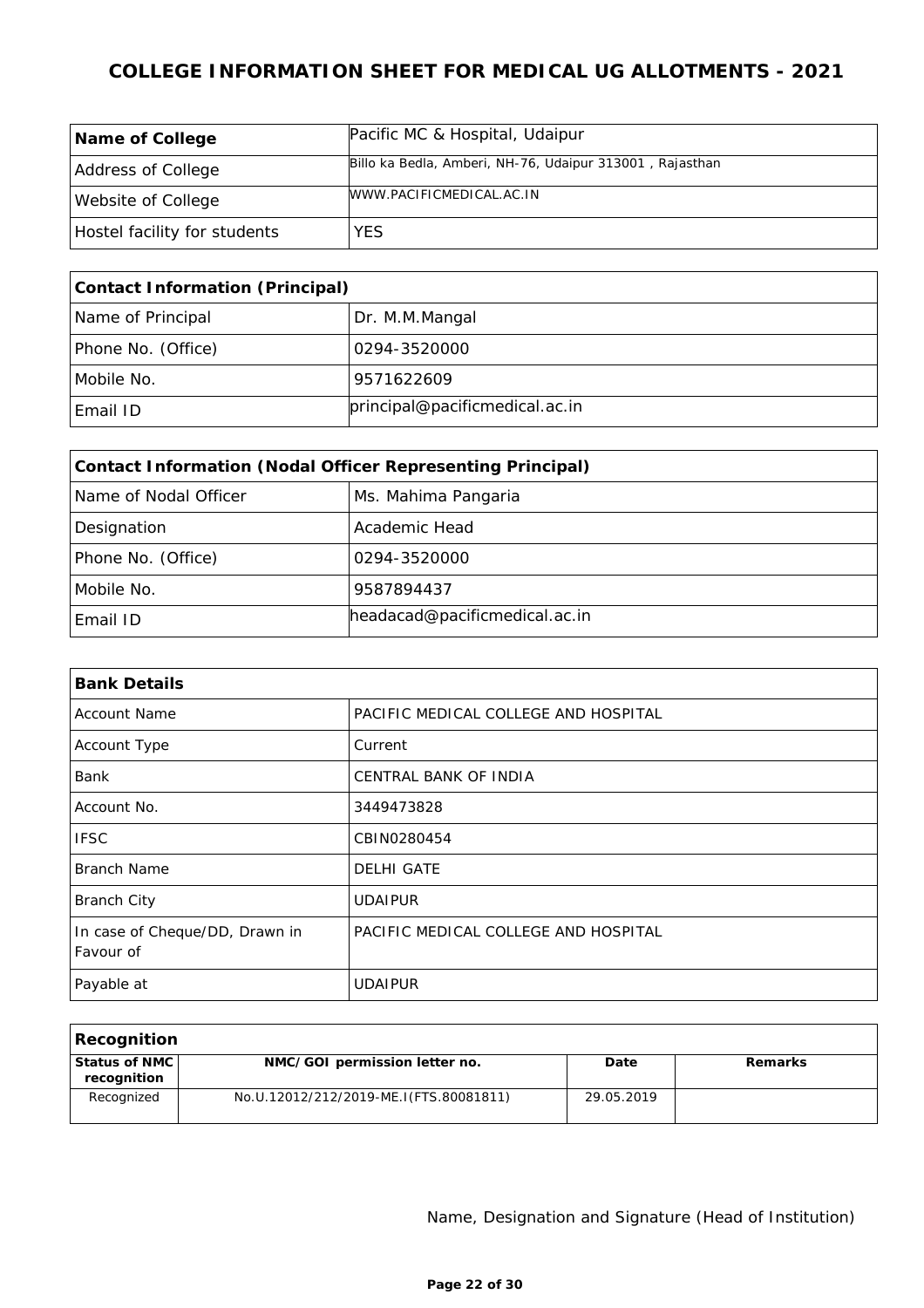# COLLEGE INFORMATION SHEET FOR MEDICAL UG ALLOTMENTS - 2021

| **Name of College** | Pacific MC & Hospital, Udaipur |
|---|---|
| Address of College | Billo ka Bedla, Amberi, NH-76, Udaipur 313001 , Rajasthan |
| Website of College | WWW.PACIFICMEDICAL.AC.IN |
| Hostel facility for students | YES |

| **Contact Information (Principal)** | |
|---|---|
| Name of Principal | Dr. M.M.Mangal |
| Phone No. (Office) | 0294-3520000 |
| Mobile No. | 9571622609 |
| Email ID | principal@pacificmedical.ac.in |

| **Contact Information (Nodal Officer Representing Principal)** | |
|---|---|
| Name of Nodal Officer | Ms. Mahima Pangaria |
| Designation | Academic Head |
| Phone No. (Office) | 0294-3520000 |
| Mobile No. | 9587894437 |
| Email ID | headacad@pacificmedical.ac.in |

| **Bank Details** | |
|---|---|
| Account Name | PACIFIC MEDICAL COLLEGE AND HOSPITAL |
| Account Type | Current |
| Bank | CENTRAL BANK OF INDIA |
| Account No. | 3449473828 |
| IFSC | CBIN0280454 |
| Branch Name | DELHI GATE |
| Branch City | UDAIPUR |
| In case of Cheque/DD, Drawn in Favour of | PACIFIC MEDICAL COLLEGE AND HOSPITAL |
| Payable at | UDAIPUR |

| **Recognition** | | | |
|---|---|---|---|
| **Status of NMC recognition** | **NMC/GOI permission letter no.** | **Date** | **Remarks** |
| Recognized | No.U.12012/212/2019-ME.I(FTS.80081811) | 29.05.2019 | |

Name, Designation and Signature (Head of Institution)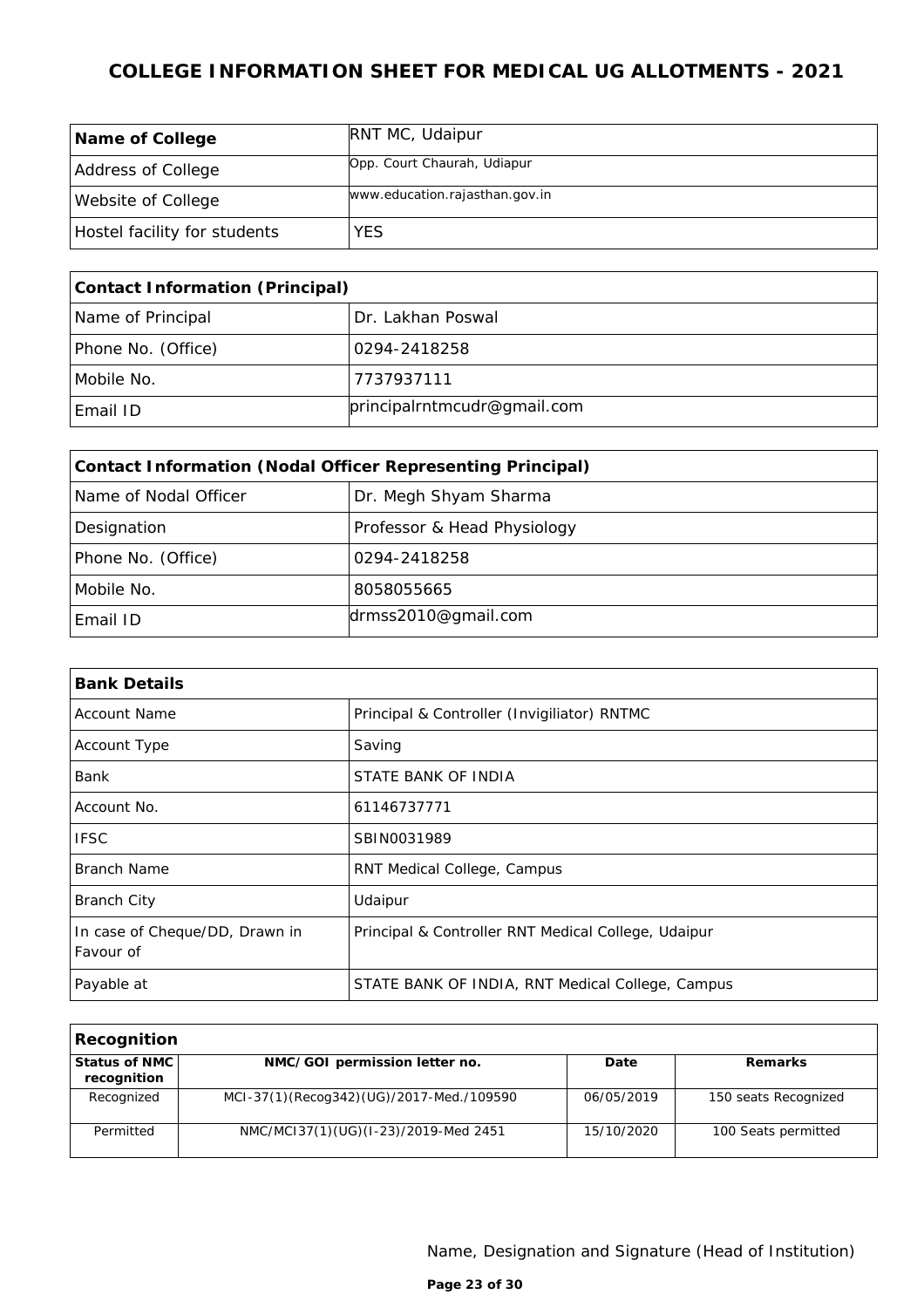# COLLEGE INFORMATION SHEET FOR MEDICAL UG ALLOTMENTS - 2021

| **Name of College** | RNT MC, Udaipur |
|---|---|
| Address of College | Opp. Court Chaurah, Udaipur |
| Website of College | www.education.rajasthan.gov.in |
| Hostel facility for students | YES |

| **Contact Information (Principal)** | |
|---|---|
| Name of Principal | Dr. Lakhan Poswal |
| Phone No. (Office) | 0294-2418258 |
| Mobile No. | 7737937111 |
| Email ID | principalrntmcudr@gmail.com |

| **Contact Information (Nodal Officer Representing Principal)** | |
|---|---|
| Name of Nodal Officer | Dr. Megh Shyam Sharma |
| Designation | Professor & Head Physiology |
| Phone No. (Office) | 0294-2418258 |
| Mobile No. | 8058055665 |
| Email ID | drmss2010@gmail.com |

| **Bank Details** | |
|---|---|
| Account Name | Principal & Controller (Invigiliator) RNTMC |
| Account Type | Saving |
| Bank | STATE BANK OF INDIA |
| Account No. | 61146737771 |
| IFSC | SBIN0031989 |
| Branch Name | RNT Medical College, Campus |
| Branch City | Udaipur |
| In case of Cheque/DD, Drawn in Favour of | Principal & Controller RNT Medical College, Udaipur |
| Payable at | STATE BANK OF INDIA, RNT Medical College, Campus |

**Recognition**

| Status of NMC recognition | NMC/GOI permission letter no. | Date | Remarks |
|---|---|---|---|
| Recognized | MCI-37(1)(Recog342)(UG)/2017-Med./109590 | 06/05/2019 | 150 seats Recognized |
| Permitted | NMC/MCI37(1)(UG)(I-23)/2019-Med 2451 | 15/10/2020 | 100 Seats permitted |

Name, Designation and Signature (Head of Institution)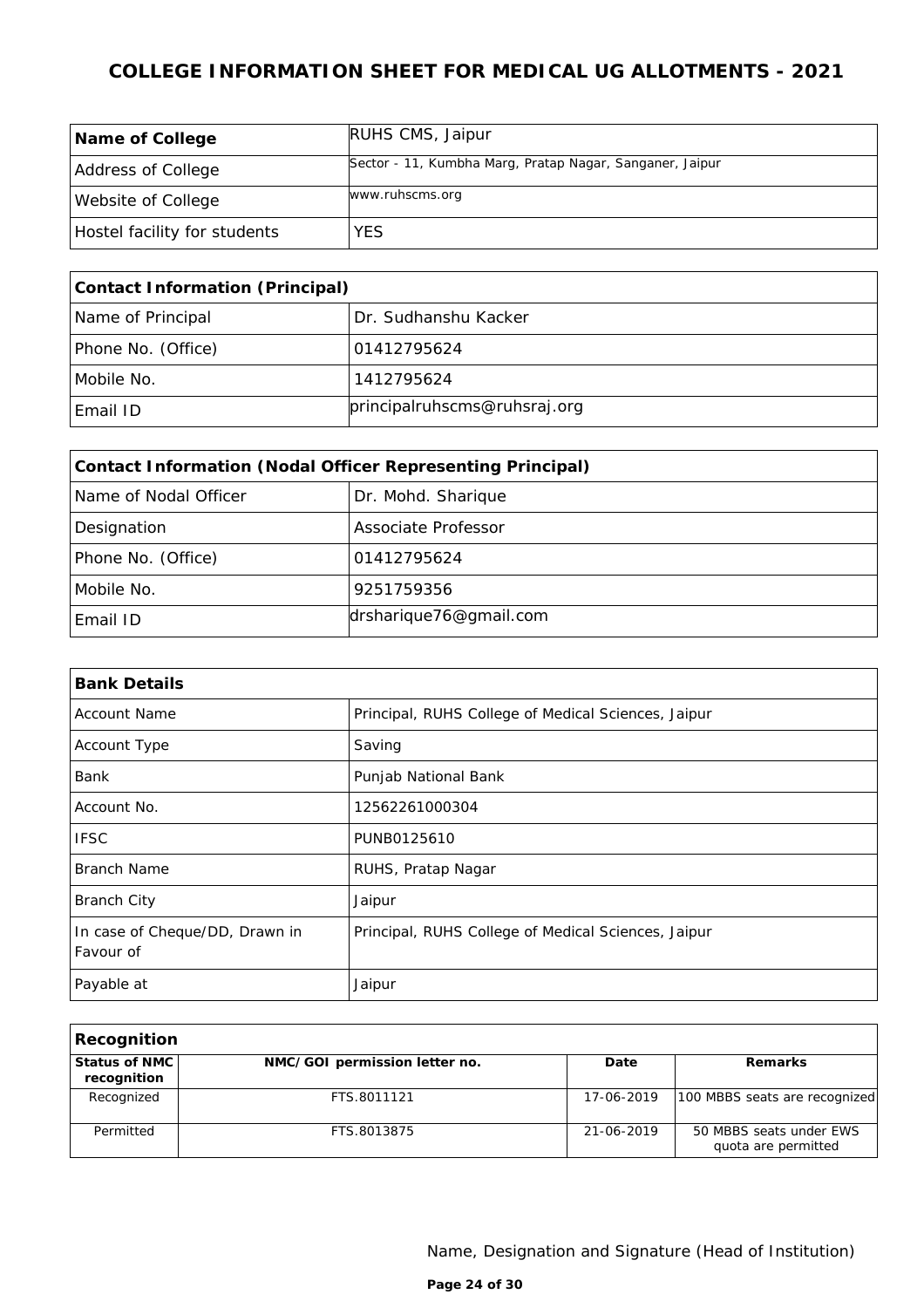# COLLEGE INFORMATION SHEET FOR MEDICAL UG ALLOTMENTS - 2021

| **Name of College** | RUHS CMS, Jaipur |
|---|---|
| Address of College | Sector - 11, Kumbha Marg, Pratap Nagar, Sanganer, Jaipur |
| Website of College | www.ruhscms.org |
| Hostel facility for students | YES |

| **Contact Information (Principal)** | |
|---|---|
| Name of Principal | Dr. Sudhanshu Kacker |
| Phone No. (Office) | 01412795624 |
| Mobile No. | 1412795624 |
| Email ID | principalruhscms@ruhsraj.org |

| **Contact Information (Nodal Officer Representing Principal)** | |
|---|---|
| Name of Nodal Officer | Dr. Mohd. Sharique |
| Designation | Associate Professor |
| Phone No. (Office) | 01412795624 |
| Mobile No. | 9251759356 |
| Email ID | drsharique76@gmail.com |

| **Bank Details** | |
|---|---|
| Account Name | Principal, RUHS College of Medical Sciences, Jaipur |
| Account Type | Saving |
| Bank | Punjab National Bank |
| Account No. | 12562261000304 |
| IFSC | PUNB0125610 |
| Branch Name | RUHS, Pratap Nagar |
| Branch City | Jaipur |
| In case of Cheque/DD, Drawn in Favour of | Principal, RUHS College of Medical Sciences, Jaipur |
| Payable at | Jaipur |

**Recognition**

| Status of NMC recognition | NMC/GOI permission letter no. | Date | Remarks |
|---|---|---|---|
| Recognized | FTS.8011121 | 17-06-2019 | 100 MBBS seats are recognized |
| Permitted | FTS.8013875 | 21-06-2019 | 50 MBBS seats under EWS quota are permitted |

Name, Designation and Signature (Head of Institution)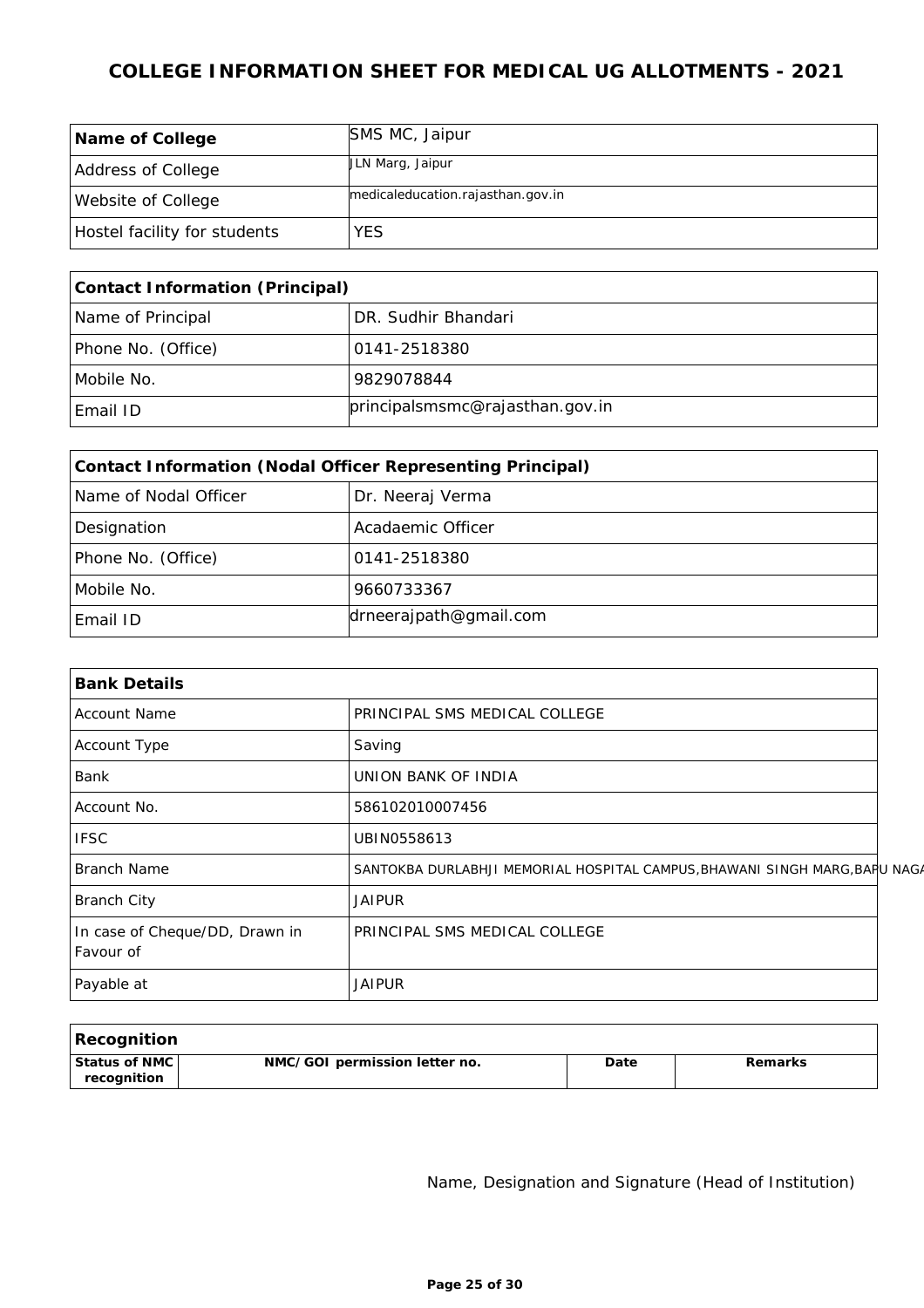# COLLEGE INFORMATION SHEET FOR MEDICAL UG ALLOTMENTS - 2021

| **Name of College** | SMS MC, Jaipur |
|---|---|
| Address of College | JLN Marg, Jaipur |
| Website of College | medicaleducation.rajasthan.gov.in |
| Hostel facility for students | YES |

| **Contact Information (Principal)** | |
|---|---|
| Name of Principal | DR. Sudhir Bhandari |
| Phone No. (Office) | 0141-2518380 |
| Mobile No. | 9829078844 |
| Email ID | principalsmsmc@rajasthan.gov.in |

| **Contact Information (Nodal Officer Representing Principal)** | |
|---|---|
| Name of Nodal Officer | Dr. Neeraj Verma |
| Designation | Acadaemic Officer |
| Phone No. (Office) | 0141-2518380 |
| Mobile No. | 9660733367 |
| Email ID | drneerajpath@gmail.com |

| **Bank Details** | |
|---|---|
| Account Name | PRINCIPAL SMS MEDICAL COLLEGE |
| Account Type | Saving |
| Bank | UNION BANK OF INDIA |
| Account No. | 586102010007456 |
| IFSC | UBIN0558613 |
| Branch Name | SANTOKBA DURLABHJI MEMORIAL HOSPITAL CAMPUS,BHAWANI SINGH MARG,BAPU NAGA |
| Branch City | JAIPUR |
| In case of Cheque/DD, Drawn in Favour of | PRINCIPAL SMS MEDICAL COLLEGE |
| Payable at | JAIPUR |

| **Recognition** | | | |
|---|---|---|---|
| **Status of NMC recognition** | **NMC/GOI permission letter no.** | **Date** | **Remarks** |

Name, Designation and Signature (Head of Institution)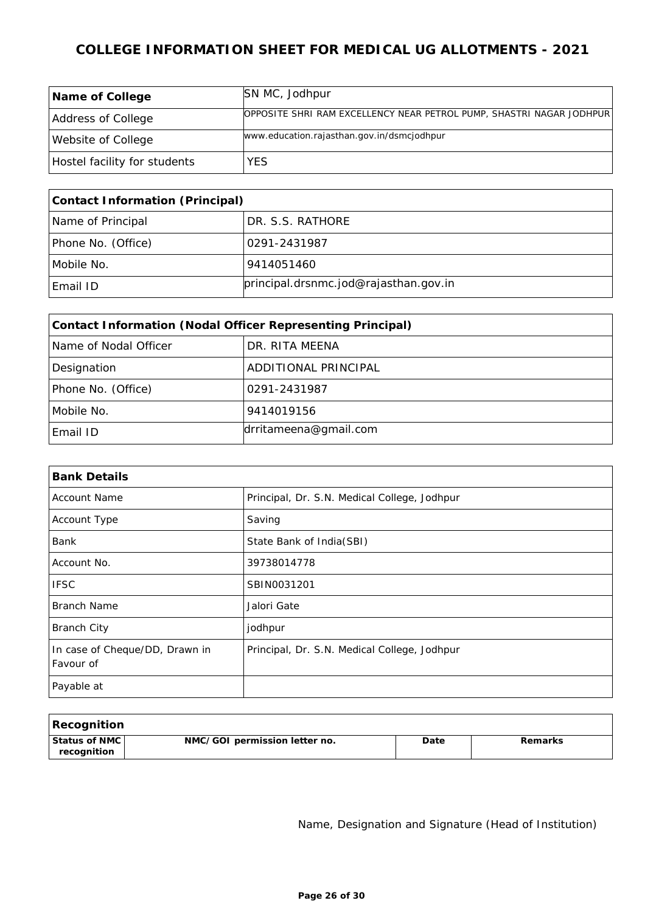# COLLEGE INFORMATION SHEET FOR MEDICAL UG ALLOTMENTS - 2021

| Name of College | SN MC, Jodhpur |
|---|---|
| Address of College | OPPOSITE SHRI RAM EXCELLENCY NEAR PETROL PUMP, SHASTRI NAGAR JODHPUR |
| Website of College | www.education.rajasthan.gov.in/dsmcjodhpur |
| Hostel facility for students | YES |

| Contact Information (Principal) | |
|---|---|
| Name of Principal | DR. S.S. RATHORE |
| Phone No. (Office) | 0291-2431987 |
| Mobile No. | 9414051460 |
| Email ID | principal.drsnmc.jod@rajasthan.gov.in |

| Contact Information (Nodal Officer Representing Principal) | |
|---|---|
| Name of Nodal Officer | DR. RITA MEENA |
| Designation | ADDITIONAL PRINCIPAL |
| Phone No. (Office) | 0291-2431987 |
| Mobile No. | 9414019156 |
| Email ID | drritameena@gmail.com |

| Bank Details | |
|---|---|
| Account Name | Principal, Dr. S.N. Medical College, Jodhpur |
| Account Type | Saving |
| Bank | State Bank of India(SBI) |
| Account No. | 39738014778 |
| IFSC | SBIN0031201 |
| Branch Name | Jalori Gate |
| Branch City | jodhpur |
| In case of Cheque/DD, Drawn in Favour of | Principal, Dr. S.N. Medical College, Jodhpur |
| Payable at | |

| Recognition | | | |
|---|---|---|---|
| Status of NMC recognition | NMC/GOI permission letter no. | Date | Remarks |

Name, Designation and Signature (Head of Institution)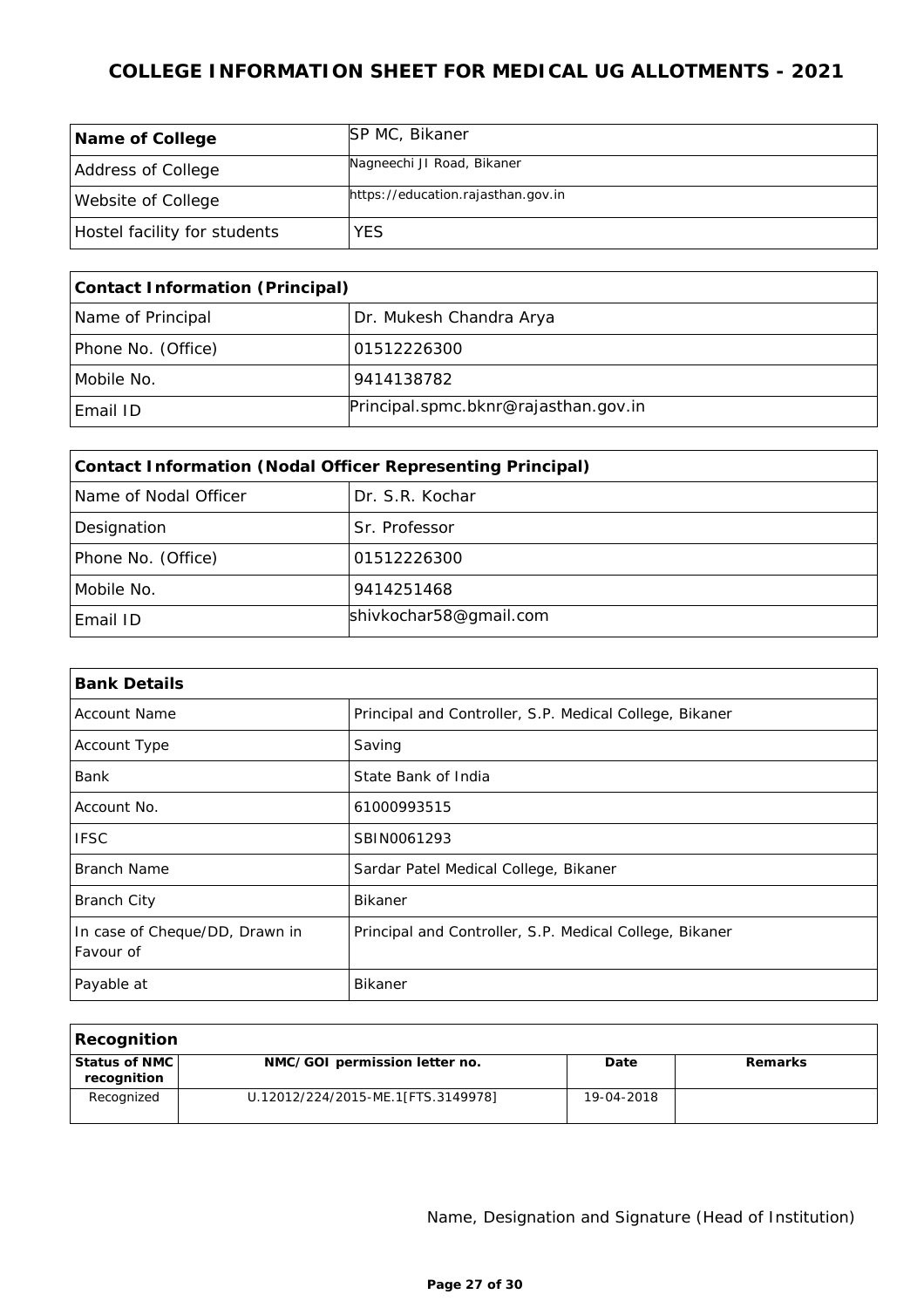# COLLEGE INFORMATION SHEET FOR MEDICAL UG ALLOTMENTS - 2021

| | |
|---|---|
| **Name of College** | SP MC, Bikaner |
| Address of College | Nagneechi JI Road, Bikaner |
| Website of College | https://education.rajasthan.gov.in |
| Hostel facility for students | YES |

| **Contact Information (Principal)** | |
|---|---|
| Name of Principal | Dr. Mukesh Chandra Arya |
| Phone No. (Office) | 01512226300 |
| Mobile No. | 9414138782 |
| Email ID | Principal.spmc.bknr@rajasthan.gov.in |

| **Contact Information (Nodal Officer Representing Principal)** | |
|---|---|
| Name of Nodal Officer | Dr. S.R. Kochar |
| Designation | Sr. Professor |
| Phone No. (Office) | 01512226300 |
| Mobile No. | 9414251468 |
| Email ID | shivkochar58@gmail.com |

| **Bank Details** | |
|---|---|
| Account Name | Principal and Controller, S.P. Medical College, Bikaner |
| Account Type | Saving |
| Bank | State Bank of India |
| Account No. | 61000993515 |
| IFSC | SBIN0061293 |
| Branch Name | Sardar Patel Medical College, Bikaner |
| Branch City | Bikaner |
| In case of Cheque/DD, Drawn in Favour of | Principal and Controller, S.P. Medical College, Bikaner |
| Payable at | Bikaner |

| **Recognition** | | | |
|---|---|---|---|
| **Status of NMC recognition** | **NMC/GOI permission letter no.** | **Date** | **Remarks** |
| Recognized | U.12012/224/2015-ME.1[FTS.3149978] | 19-04-2018 | |

Name, Designation and Signature (Head of Institution)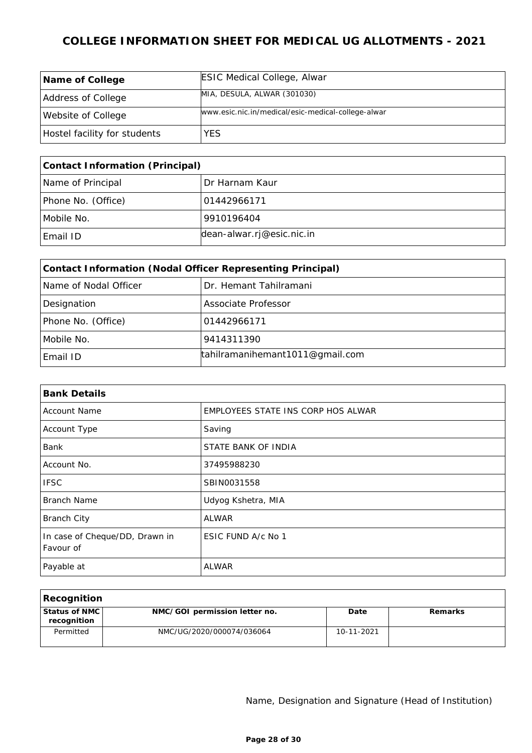# COLLEGE INFORMATION SHEET FOR MEDICAL UG ALLOTMENTS - 2021

| **Name of College** | ESIC Medical College, Alwar |
|---|---|
| Address of College | MIA, DESULA, ALWAR (301030) |
| Website of College | www.esic.nic.in/medical/esic-medical-college-alwar |
| Hostel facility for students | YES |

| **Contact Information (Principal)** | |
|---|---|
| Name of Principal | Dr Harnam Kaur |
| Phone No. (Office) | 01442966171 |
| Mobile No. | 9910196404 |
| Email ID | dean-alwar.rj@esic.nic.in |

| **Contact Information (Nodal Officer Representing Principal)** | |
|---|---|
| Name of Nodal Officer | Dr. Hemant Tahilramani |
| Designation | Associate Professor |
| Phone No. (Office) | 01442966171 |
| Mobile No. | 9414311390 |
| Email ID | tahilramanihemant1011@gmail.com |

| **Bank Details** | |
|---|---|
| Account Name | EMPLOYEES STATE INS CORP HOS ALWAR |
| Account Type | Saving |
| Bank | STATE BANK OF INDIA |
| Account No. | 37495988230 |
| IFSC | SBIN0031558 |
| Branch Name | Udyog Kshetra, MIA |
| Branch City | ALWAR |
| In case of Cheque/DD, Drawn in Favour of | ESIC FUND A/c No 1 |
| Payable at | ALWAR |

**Recognition**

| Status of NMC recognition | NMC/GOI permission letter no. | Date | Remarks |
|---|---|---|---|
| Permitted | NMC/UG/2020/000074/036064 | 10-11-2021 | |

Name, Designation and Signature (Head of Institution)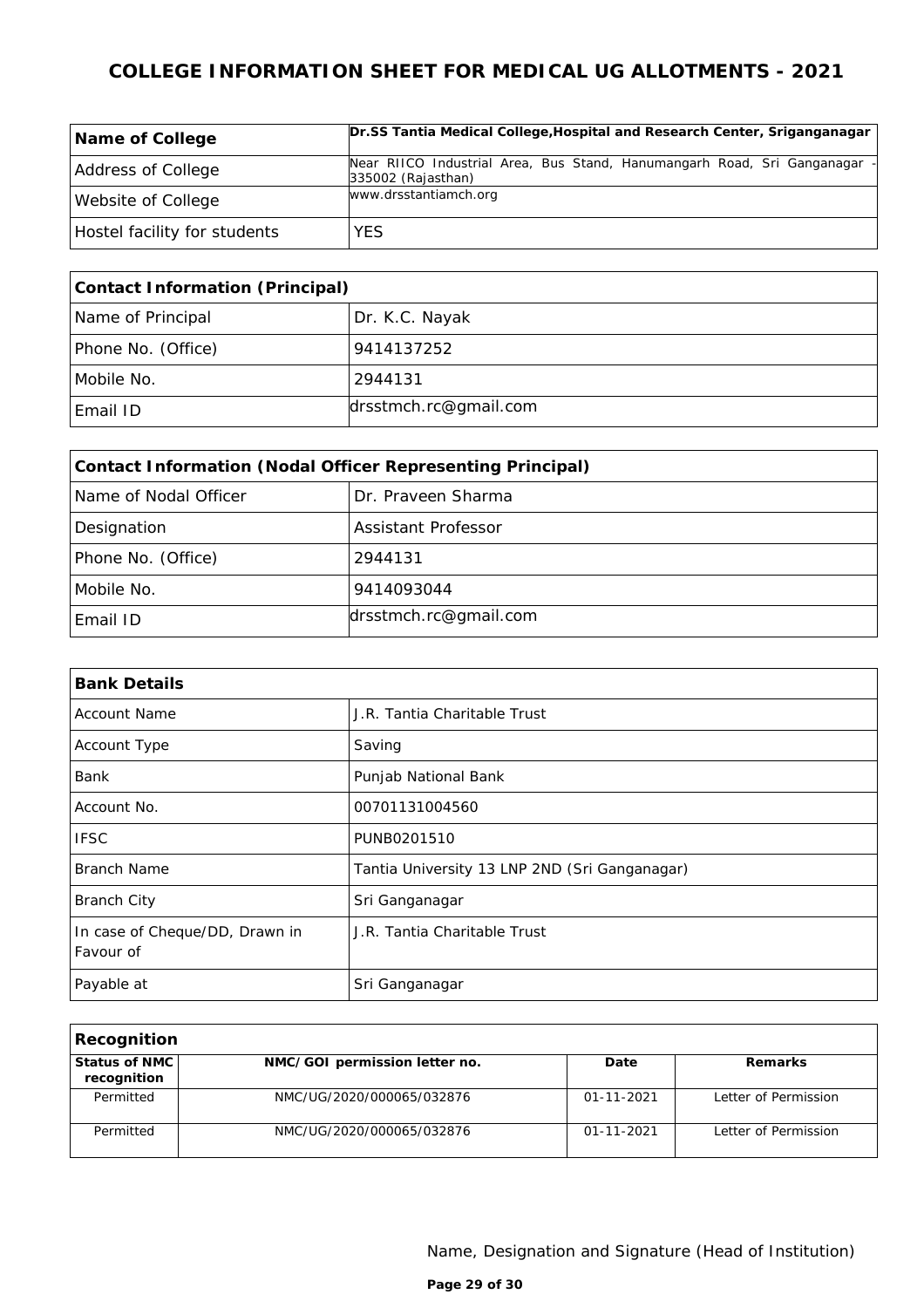# COLLEGE INFORMATION SHEET FOR MEDICAL UG ALLOTMENTS - 2021

| | |
|---|---|
| **Name of College** | **Dr.SS Tantia Medical College,Hospital and Research Center, Sriganganagar** |
| Address of College | Near RIICO Industrial Area, Bus Stand, Hanumangarh Road, Sri Ganganagar - 335002 (Rajasthan) |
| Website of College | www.drsstantiamch.org |
| Hostel facility for students | YES |

| **Contact Information (Principal)** | |
|---|---|
| Name of Principal | Dr. K.C. Nayak |
| Phone No. (Office) | 9414137252 |
| Mobile No. | 2944131 |
| Email ID | drsstmch.rc@gmail.com |

| **Contact Information (Nodal Officer Representing Principal)** | |
|---|---|
| Name of Nodal Officer | Dr. Praveen Sharma |
| Designation | Assistant Professor |
| Phone No. (Office) | 2944131 |
| Mobile No. | 9414093044 |
| Email ID | drsstmch.rc@gmail.com |

| **Bank Details** | |
|---|---|
| Account Name | J.R. Tantia Charitable Trust |
| Account Type | Saving |
| Bank | Punjab National Bank |
| Account No. | 00701131004560 |
| IFSC | PUNB0201510 |
| Branch Name | Tantia University 13 LNP 2ND (Sri Ganganagar) |
| Branch City | Sri Ganganagar |
| In case of Cheque/DD, Drawn in Favour of | J.R. Tantia Charitable Trust |
| Payable at | Sri Ganganagar |

**Recognition**

| Status of NMC recognition | NMC/GOI permission letter no. | Date | Remarks |
|---|---|---|---|
| Permitted | NMC/UG/2020/000065/032876 | 01-11-2021 | Letter of Permission |
| Permitted | NMC/UG/2020/000065/032876 | 01-11-2021 | Letter of Permission |

Name, Designation and Signature (Head of Institution)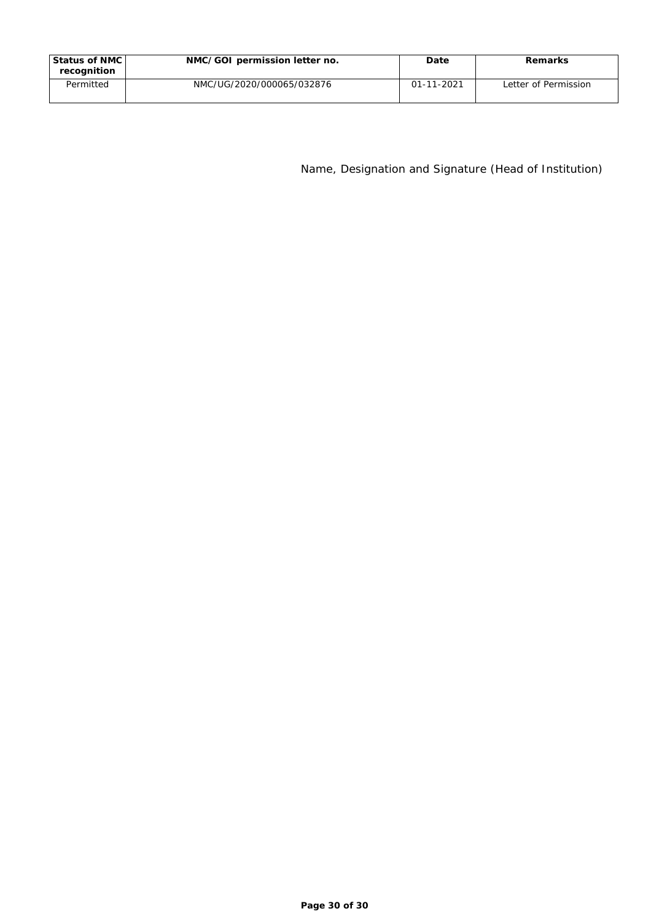| Status of NMC recognition | NMC/GOI permission letter no. | Date | Remarks |
|---|---|---|---|
| Permitted | NMC/UG/2020/000065/032876 | 01-11-2021 | Letter of Permission |

Name, Designation and Signature (Head of Institution)